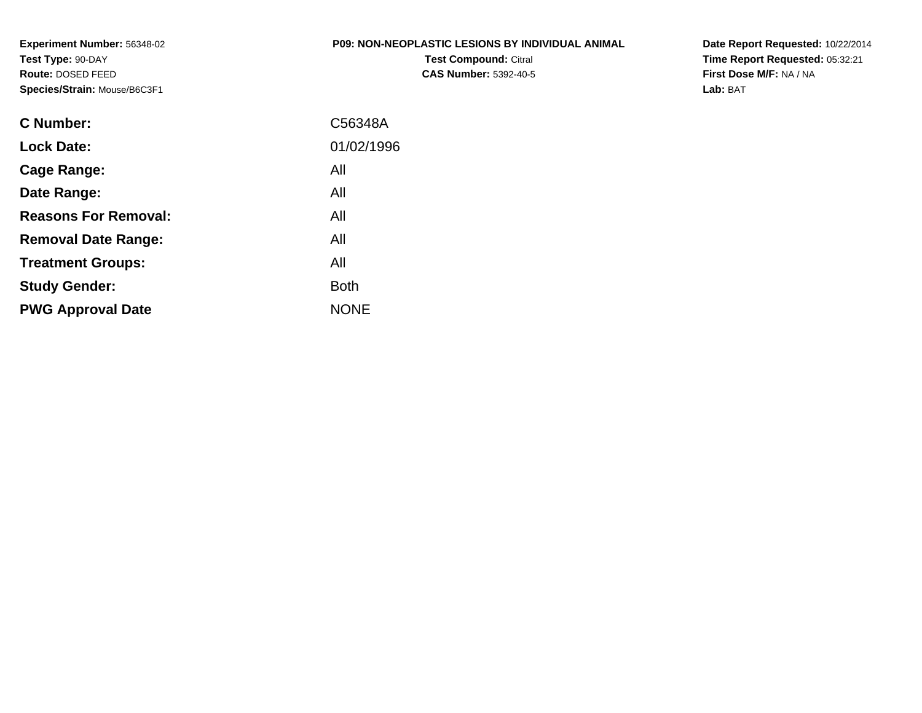**Experiment Number:** 56348-02
**Test Type:** 90-DAY
**Route:** DOSED FEED
**Species/Strain:** Mouse/B6C3F1

**P09: NON-NEOPLASTIC LESIONS BY INDIVIDUAL ANIMAL**
**Test Compound:** Citral
**CAS Number:** 5392-40-5

**Date Report Requested:** 10/22/2014
**Time Report Requested:** 05:32:21
**First Dose M/F:** NA / NA
**Lab:** BAT

| | |
|---|---|
| **C Number:** | C56348A |
| **Lock Date:** | 01/02/1996 |
| **Cage Range:** | All |
| **Date Range:** | All |
| **Reasons For Removal:** | All |
| **Removal Date Range:** | All |
| **Treatment Groups:** | All |
| **Study Gender:** | Both |
| **PWG Approval Date** | NONE |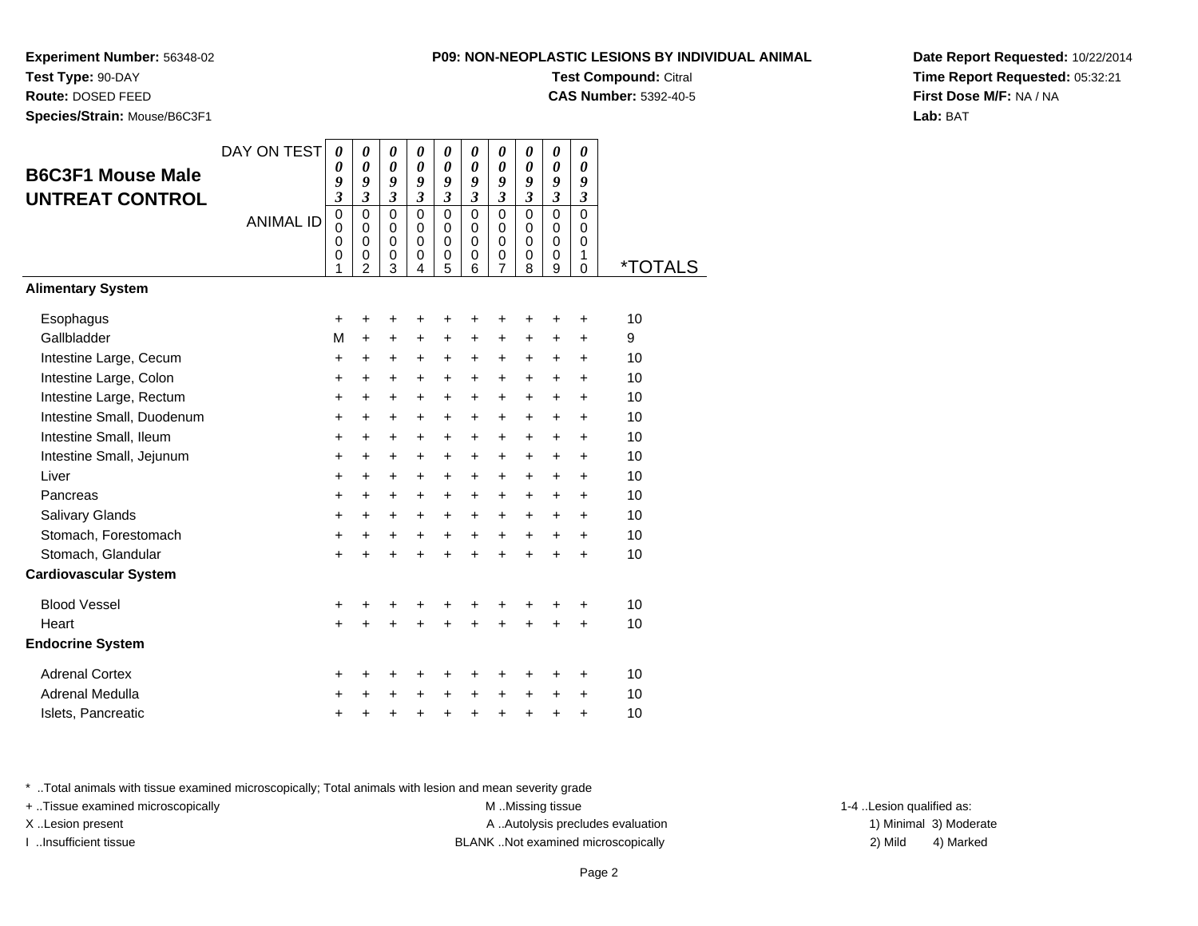**Experiment Number:** 56348-02
**Test Type:** 90-DAY
**Route:** DOSED FEED
**Species/Strain:** Mouse/B6C3F1

**P09: NON-NEOPLASTIC LESIONS BY INDIVIDUAL ANIMAL**
**Test Compound:** Citral
**CAS Number:** 5392-40-5

**Date Report Requested:** 10/22/2014
**Time Report Requested:** 05:32:21
**First Dose M/F:** NA / NA
**Lab:** BAT

## B6C3F1 Mouse Male UNTREAT CONTROL

| DAY ON TEST | 0093 | 0093 | 0093 | 0093 | 0093 | 0093 | 0093 | 0093 | 0093 | 0093 | |
|---|---|---|---|---|---|---|---|---|---|---|---|
| ANIMAL ID | 00001 | 00002 | 00003 | 00004 | 00005 | 00006 | 00007 | 00008 | 00009 | 00010 | *TOTALS |
| **Alimentary System** | | | | | | | | | | | |
| Esophagus | + | + | + | + | + | + | + | + | + | + | 10 |
| Gallbladder | M | + | + | + | + | + | + | + | + | + | 9 |
| Intestine Large, Cecum | + | + | + | + | + | + | + | + | + | + | 10 |
| Intestine Large, Colon | + | + | + | + | + | + | + | + | + | + | 10 |
| Intestine Large, Rectum | + | + | + | + | + | + | + | + | + | + | 10 |
| Intestine Small, Duodenum | + | + | + | + | + | + | + | + | + | + | 10 |
| Intestine Small, Ileum | + | + | + | + | + | + | + | + | + | + | 10 |
| Intestine Small, Jejunum | + | + | + | + | + | + | + | + | + | + | 10 |
| Liver | + | + | + | + | + | + | + | + | + | + | 10 |
| Pancreas | + | + | + | + | + | + | + | + | + | + | 10 |
| Salivary Glands | + | + | + | + | + | + | + | + | + | + | 10 |
| Stomach, Forestomach | + | + | + | + | + | + | + | + | + | + | 10 |
| Stomach, Glandular | + | + | + | + | + | + | + | + | + | + | 10 |
| **Cardiovascular System** | | | | | | | | | | | |
| Blood Vessel | + | + | + | + | + | + | + | + | + | + | 10 |
| Heart | + | + | + | + | + | + | + | + | + | + | 10 |
| **Endocrine System** | | | | | | | | | | | |
| Adrenal Cortex | + | + | + | + | + | + | + | + | + | + | 10 |
| Adrenal Medulla | + | + | + | + | + | + | + | + | + | + | 10 |
| Islets, Pancreatic | + | + | + | + | + | + | + | + | + | + | 10 |

* ..Total animals with tissue examined microscopically; Total animals with lesion and mean severity grade
+ ..Tissue examined microscopically
X ..Lesion present
I ..Insufficient tissue
M ..Missing tissue
A ..Autolysis precludes evaluation
BLANK ..Not examined microscopically
1-4 ..Lesion qualified as:
1) Minimal 3) Moderate
2) Mild 4) Marked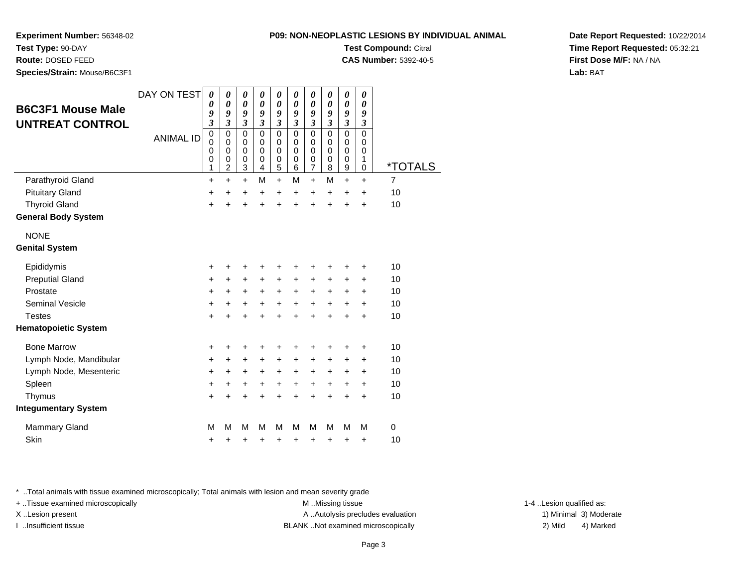**Experiment Number:** 56348-02
**Test Type:** 90-DAY
**Route:** DOSED FEED
**Species/Strain:** Mouse/B6C3F1

**P09: NON-NEOPLASTIC LESIONS BY INDIVIDUAL ANIMAL**
**Test Compound:** Citral
**CAS Number:** 5392-40-5

**Date Report Requested:** 10/22/2014
**Time Report Requested:** 05:32:21
**First Dose M/F:** NA / NA
**Lab:** BAT

## B6C3F1 Mouse Male UNTREAT CONTROL

| DAY ON TEST | 0093 | 0093 | 0093 | 0093 | 0093 | 0093 | 0093 | 0093 | 0093 | 0093 | |
|---|---|---|---|---|---|---|---|---|---|---|---|
| ANIMAL ID | 00001 | 00002 | 00003 | 00004 | 00005 | 00006 | 00007 | 00008 | 00009 | 00010 | *TOTALS |
| Parathyroid Gland | + | + | + | M | + | M | + | M | + | + | 7 |
| Pituitary Gland | + | + | + | + | + | + | + | + | + | + | 10 |
| Thyroid Gland | + | + | + | + | + | + | + | + | + | + | 10 |
| **General Body System** | | | | | | | | | | | |
| NONE | | | | | | | | | | | |
| **Genital System** | | | | | | | | | | | |
| Epididymis | + | + | + | + | + | + | + | + | + | + | 10 |
| Preputial Gland | + | + | + | + | + | + | + | + | + | + | 10 |
| Prostate | + | + | + | + | + | + | + | + | + | + | 10 |
| Seminal Vesicle | + | + | + | + | + | + | + | + | + | + | 10 |
| Testes | + | + | + | + | + | + | + | + | + | + | 10 |
| **Hematopoietic System** | | | | | | | | | | | |
| Bone Marrow | + | + | + | + | + | + | + | + | + | + | 10 |
| Lymph Node, Mandibular | + | + | + | + | + | + | + | + | + | + | 10 |
| Lymph Node, Mesenteric | + | + | + | + | + | + | + | + | + | + | 10 |
| Spleen | + | + | + | + | + | + | + | + | + | + | 10 |
| Thymus | + | + | + | + | + | + | + | + | + | + | 10 |
| **Integumentary System** | | | | | | | | | | | |
| Mammary Gland | M | M | M | M | M | M | M | M | M | M | 0 |
| Skin | + | + | + | + | + | + | + | + | + | + | 10 |

* ..Total animals with tissue examined microscopically; Total animals with lesion and mean severity grade
+ ..Tissue examined microscopically
X ..Lesion present
I ..Insufficient tissue

M ..Missing tissue
A ..Autolysis precludes evaluation
BLANK ..Not examined microscopically

1-4 ..Lesion qualified as:
1) Minimal 3) Moderate
2) Mild 4) Marked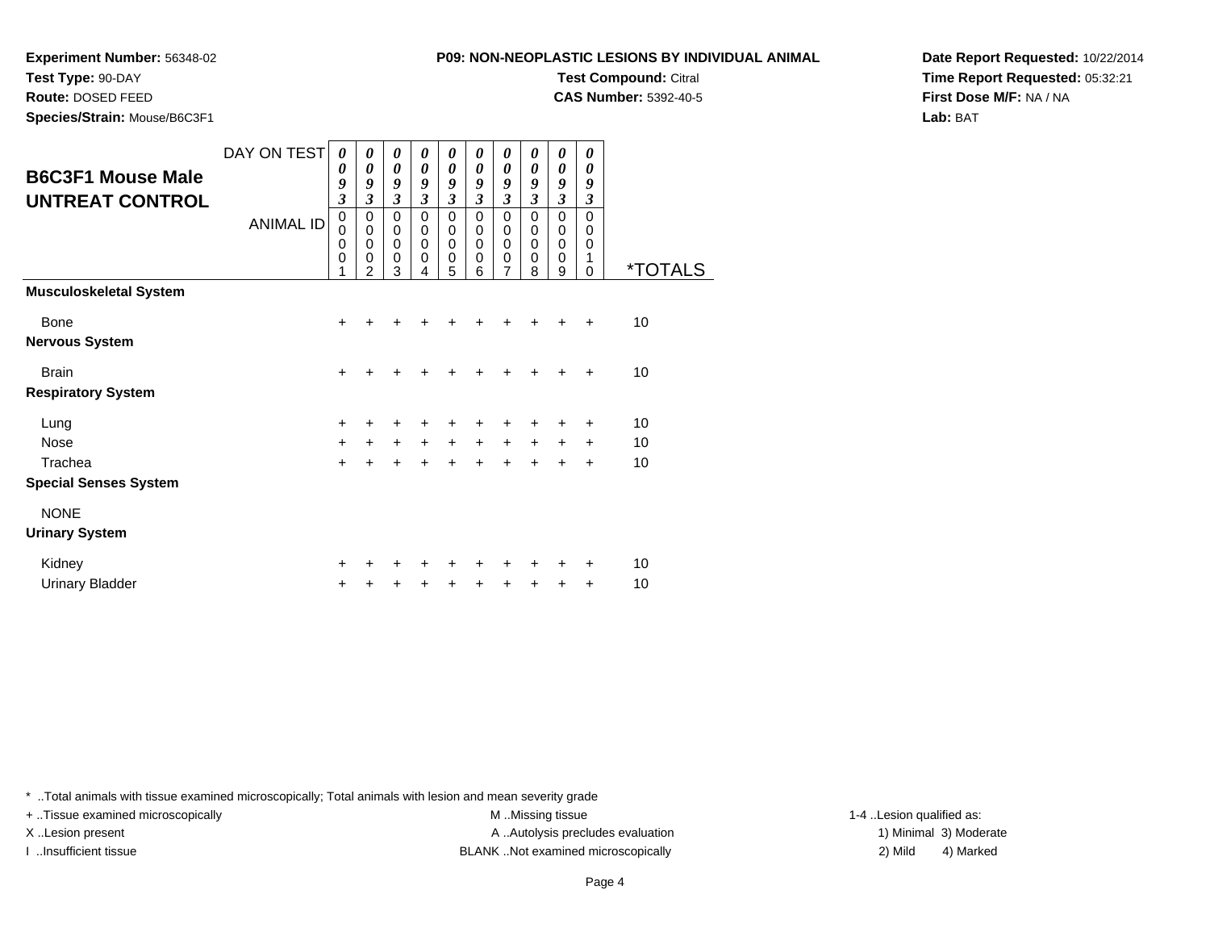**Experiment Number:** 56348-02
**Test Type:** 90-DAY
**Route:** DOSED FEED
**Species/Strain:** Mouse/B6C3F1

**P09: NON-NEOPLASTIC LESIONS BY INDIVIDUAL ANIMAL**
**Test Compound:** Citral
**CAS Number:** 5392-40-5

**Date Report Requested:** 10/22/2014
**Time Report Requested:** 05:32:21
**First Dose M/F:** NA / NA
**Lab:** BAT

## B6C3F1 Mouse Male UNTREAT CONTROL

| DAY ON TEST | 0093 | 0093 | 0093 | 0093 | 0093 | 0093 | 0093 | 0093 | 0093 | 0093 | |
|---|---|---|---|---|---|---|---|---|---|---|---|
| ANIMAL ID | 00001 | 00002 | 00003 | 00004 | 00005 | 00006 | 00007 | 00008 | 00009 | 00010 | *TOTALS |
| **Musculoskeletal System** | | | | | | | | | | | |
| Bone | + | + | + | + | + | + | + | + | + | + | 10 |
| **Nervous System** | | | | | | | | | | | |
| Brain | + | + | + | + | + | + | + | + | + | + | 10 |
| **Respiratory System** | | | | | | | | | | | |
| Lung | + | + | + | + | + | + | + | + | + | + | 10 |
| Nose | + | + | + | + | + | + | + | + | + | + | 10 |
| Trachea | + | + | + | + | + | + | + | + | + | + | 10 |
| **Special Senses System** | | | | | | | | | | | |
| NONE | | | | | | | | | | | |
| **Urinary System** | | | | | | | | | | | |
| Kidney | + | + | + | + | + | + | + | + | + | + | 10 |
| Urinary Bladder | + | + | + | + | + | + | + | + | + | + | 10 |

* ..Total animals with tissue examined microscopically; Total animals with lesion and mean severity grade
+ ..Tissue examined microscopically
X ..Lesion present
I ..Insufficient tissue
M ..Missing tissue
A ..Autolysis precludes evaluation
BLANK ..Not examined microscopically
1-4 ..Lesion qualified as: 1) Minimal 2) Mild 3) Moderate 4) Marked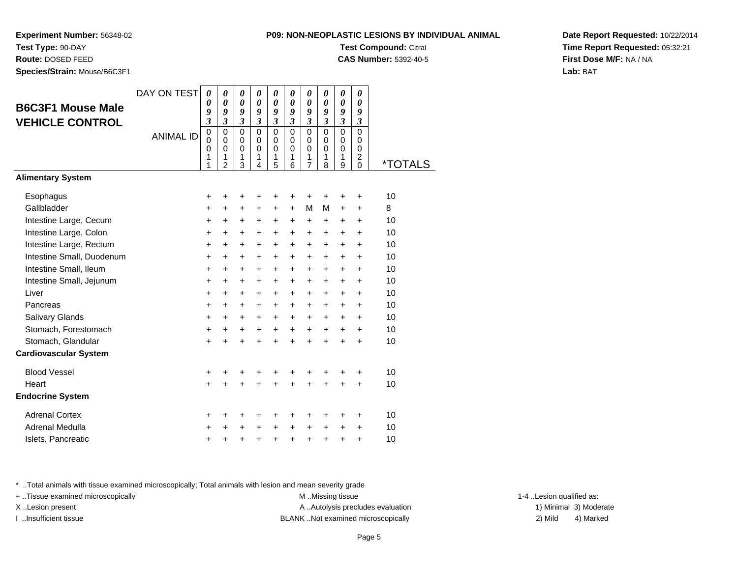**Experiment Number:** 56348-02
**Test Type:** 90-DAY
**Route:** DOSED FEED
**Species/Strain:** Mouse/B6C3F1

**P09: NON-NEOPLASTIC LESIONS BY INDIVIDUAL ANIMAL**
**Test Compound:** Citral
**CAS Number:** 5392-40-5

**Date Report Requested:** 10/22/2014
**Time Report Requested:** 05:32:21
**First Dose M/F:** NA / NA
**Lab:** BAT

## B6C3F1 Mouse Male VEHICLE CONTROL

| DAY ON TEST | 0093 | 0093 | 0093 | 0093 | 0093 | 0093 | 0093 | 0093 | 0093 | 0093 | |
|---|---|---|---|---|---|---|---|---|---|---|---|
| ANIMAL ID | 00011 | 00012 | 00013 | 00014 | 00015 | 00016 | 00017 | 00018 | 00019 | 00020 | *TOTALS |
| **Alimentary System** | | | | | | | | | | | |
| Esophagus | + | + | + | + | + | + | + | + | + | + | 10 |
| Gallbladder | + | + | + | + | + | + | M | M | + | + | 8 |
| Intestine Large, Cecum | + | + | + | + | + | + | + | + | + | + | 10 |
| Intestine Large, Colon | + | + | + | + | + | + | + | + | + | + | 10 |
| Intestine Large, Rectum | + | + | + | + | + | + | + | + | + | + | 10 |
| Intestine Small, Duodenum | + | + | + | + | + | + | + | + | + | + | 10 |
| Intestine Small, Ileum | + | + | + | + | + | + | + | + | + | + | 10 |
| Intestine Small, Jejunum | + | + | + | + | + | + | + | + | + | + | 10 |
| Liver | + | + | + | + | + | + | + | + | + | + | 10 |
| Pancreas | + | + | + | + | + | + | + | + | + | + | 10 |
| Salivary Glands | + | + | + | + | + | + | + | + | + | + | 10 |
| Stomach, Forestomach | + | + | + | + | + | + | + | + | + | + | 10 |
| Stomach, Glandular | + | + | + | + | + | + | + | + | + | + | 10 |
| **Cardiovascular System** | | | | | | | | | | | |
| Blood Vessel | + | + | + | + | + | + | + | + | + | + | 10 |
| Heart | + | + | + | + | + | + | + | + | + | + | 10 |
| **Endocrine System** | | | | | | | | | | | |
| Adrenal Cortex | + | + | + | + | + | + | + | + | + | + | 10 |
| Adrenal Medulla | + | + | + | + | + | + | + | + | + | + | 10 |
| Islets, Pancreatic | + | + | + | + | + | + | + | + | + | + | 10 |

* ..Total animals with tissue examined microscopically; Total animals with lesion and mean severity grade
+ ..Tissue examined microscopically
X ..Lesion present
I ..Insufficient tissue
M ..Missing tissue
A ..Autolysis precludes evaluation
BLANK ..Not examined microscopically
1-4 ..Lesion qualified as: 1) Minimal 2) Mild 3) Moderate 4) Marked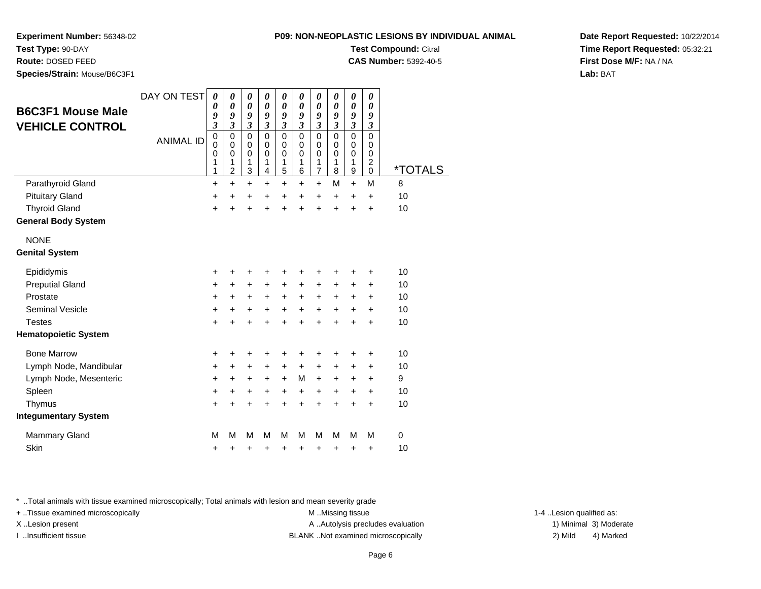**Experiment Number:** 56348-02
**Test Type:** 90-DAY
**Route:** DOSED FEED
**Species/Strain:** Mouse/B6C3F1

**P09: NON-NEOPLASTIC LESIONS BY INDIVIDUAL ANIMAL**
**Test Compound:** Citral
**CAS Number:** 5392-40-5

**Date Report Requested:** 10/22/2014
**Time Report Requested:** 05:32:21
**First Dose M/F:** NA / NA
**Lab:** BAT

## B6C3F1 Mouse Male VEHICLE CONTROL

| DAY ON TEST | 0093 | 0093 | 0093 | 0093 | 0093 | 0093 | 0093 | 0093 | 0093 | 0093 | |
|---|---|---|---|---|---|---|---|---|---|---|---|
| ANIMAL ID | 00011 | 00012 | 00013 | 00014 | 00015 | 00016 | 00017 | 00018 | 00019 | 00020 | *TOTALS |
| Parathyroid Gland | + | + | + | + | + | + | + | M | + | M | 8 |
| Pituitary Gland | + | + | + | + | + | + | + | + | + | + | 10 |
| Thyroid Gland | + | + | + | + | + | + | + | + | + | + | 10 |
| **General Body System** | | | | | | | | | | | |
| NONE | | | | | | | | | | | |
| **Genital System** | | | | | | | | | | | |
| Epididymis | + | + | + | + | + | + | + | + | + | + | 10 |
| Preputial Gland | + | + | + | + | + | + | + | + | + | + | 10 |
| Prostate | + | + | + | + | + | + | + | + | + | + | 10 |
| Seminal Vesicle | + | + | + | + | + | + | + | + | + | + | 10 |
| Testes | + | + | + | + | + | + | + | + | + | + | 10 |
| **Hematopoietic System** | | | | | | | | | | | |
| Bone Marrow | + | + | + | + | + | + | + | + | + | + | 10 |
| Lymph Node, Mandibular | + | + | + | + | + | + | + | + | + | + | 10 |
| Lymph Node, Mesenteric | + | + | + | + | + | M | + | + | + | + | 9 |
| Spleen | + | + | + | + | + | + | + | + | + | + | 10 |
| Thymus | + | + | + | + | + | + | + | + | + | + | 10 |
| **Integumentary System** | | | | | | | | | | | |
| Mammary Gland | M | M | M | M | M | M | M | M | M | M | 0 |
| Skin | + | + | + | + | + | + | + | + | + | + | 10 |

* ..Total animals with tissue examined microscopically; Total animals with lesion and mean severity grade
+ ..Tissue examined microscopically
X ..Lesion present
I ..Insufficient tissue

M ..Missing tissue
A ..Autolysis precludes evaluation
BLANK ..Not examined microscopically

1-4 ..Lesion qualified as:
1) Minimal 3) Moderate
2) Mild 4) Marked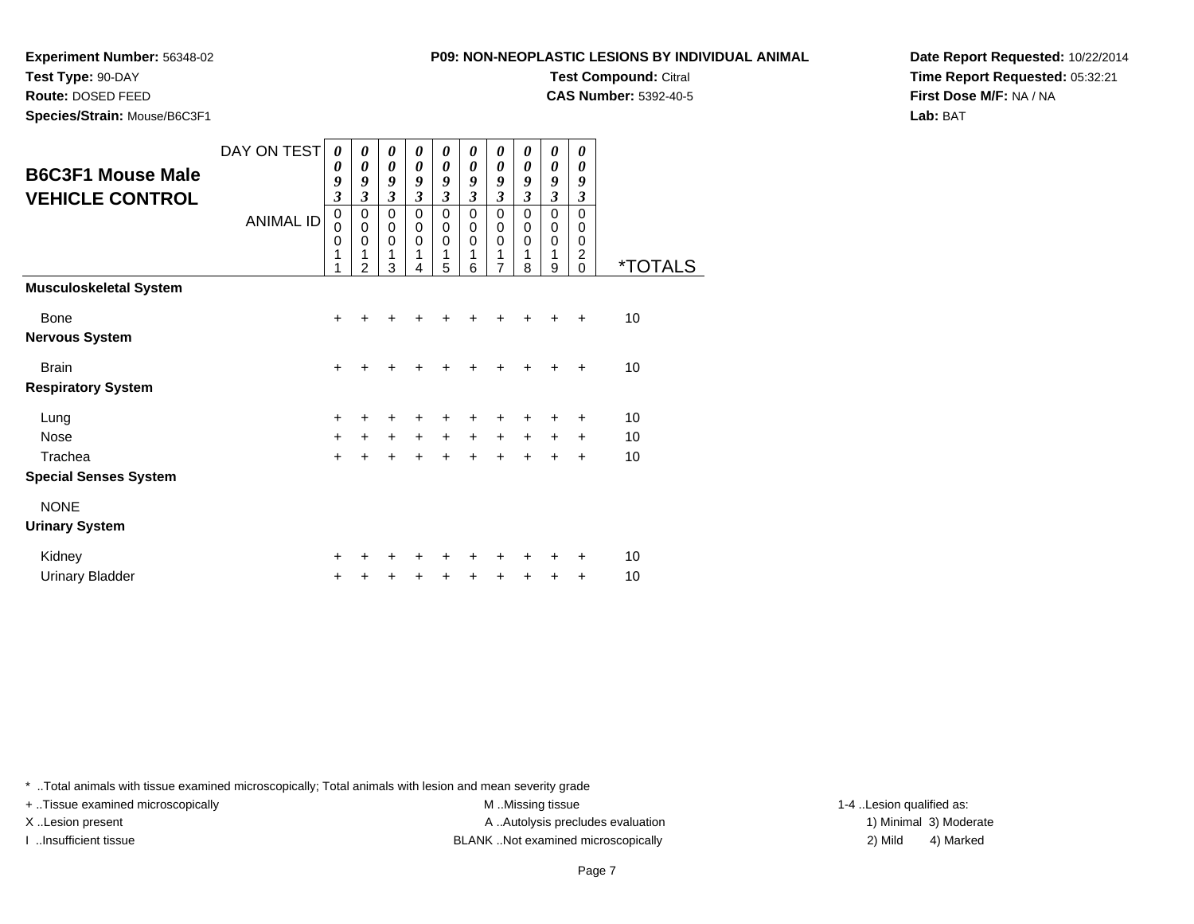**Experiment Number:** 56348-02
**Test Type:** 90-DAY
**Route:** DOSED FEED
**Species/Strain:** Mouse/B6C3F1

**P09: NON-NEOPLASTIC LESIONS BY INDIVIDUAL ANIMAL**
**Test Compound:** Citral
**CAS Number:** 5392-40-5

**Date Report Requested:** 10/22/2014
**Time Report Requested:** 05:32:21
**First Dose M/F:** NA / NA
**Lab:** BAT

## B6C3F1 Mouse Male VEHICLE CONTROL

| DAY ON TEST | 0093 | 0093 | 0093 | 0093 | 0093 | 0093 | 0093 | 0093 | 0093 | 0093 | |
|---|---|---|---|---|---|---|---|---|---|---|---|
| **ANIMAL ID** | 00011 | 00012 | 00013 | 00014 | 00015 | 00016 | 00017 | 00018 | 00019 | 00020 | ***TOTALS** |
| **Musculoskeletal System** | | | | | | | | | | | |
| Bone | + | + | + | + | + | + | + | + | + | + | 10 |
| **Nervous System** | | | | | | | | | | | |
| Brain | + | + | + | + | + | + | + | + | + | + | 10 |
| **Respiratory System** | | | | | | | | | | | |
| Lung | + | + | + | + | + | + | + | + | + | + | 10 |
| Nose | + | + | + | + | + | + | + | + | + | + | 10 |
| Trachea | + | + | + | + | + | + | + | + | + | + | 10 |
| **Special Senses System** | | | | | | | | | | | |
| NONE | | | | | | | | | | | |
| **Urinary System** | | | | | | | | | | | |
| Kidney | + | + | + | + | + | + | + | + | + | + | 10 |
| Urinary Bladder | + | + | + | + | + | + | + | + | + | + | 10 |

* ..Total animals with tissue examined microscopically; Total animals with lesion and mean severity grade
+ ..Tissue examined microscopically
X ..Lesion present
I ..Insufficient tissue
M ..Missing tissue
A ..Autolysis precludes evaluation
BLANK ..Not examined microscopically
1-4 ..Lesion qualified as:
1) Minimal 3) Moderate
2) Mild 4) Marked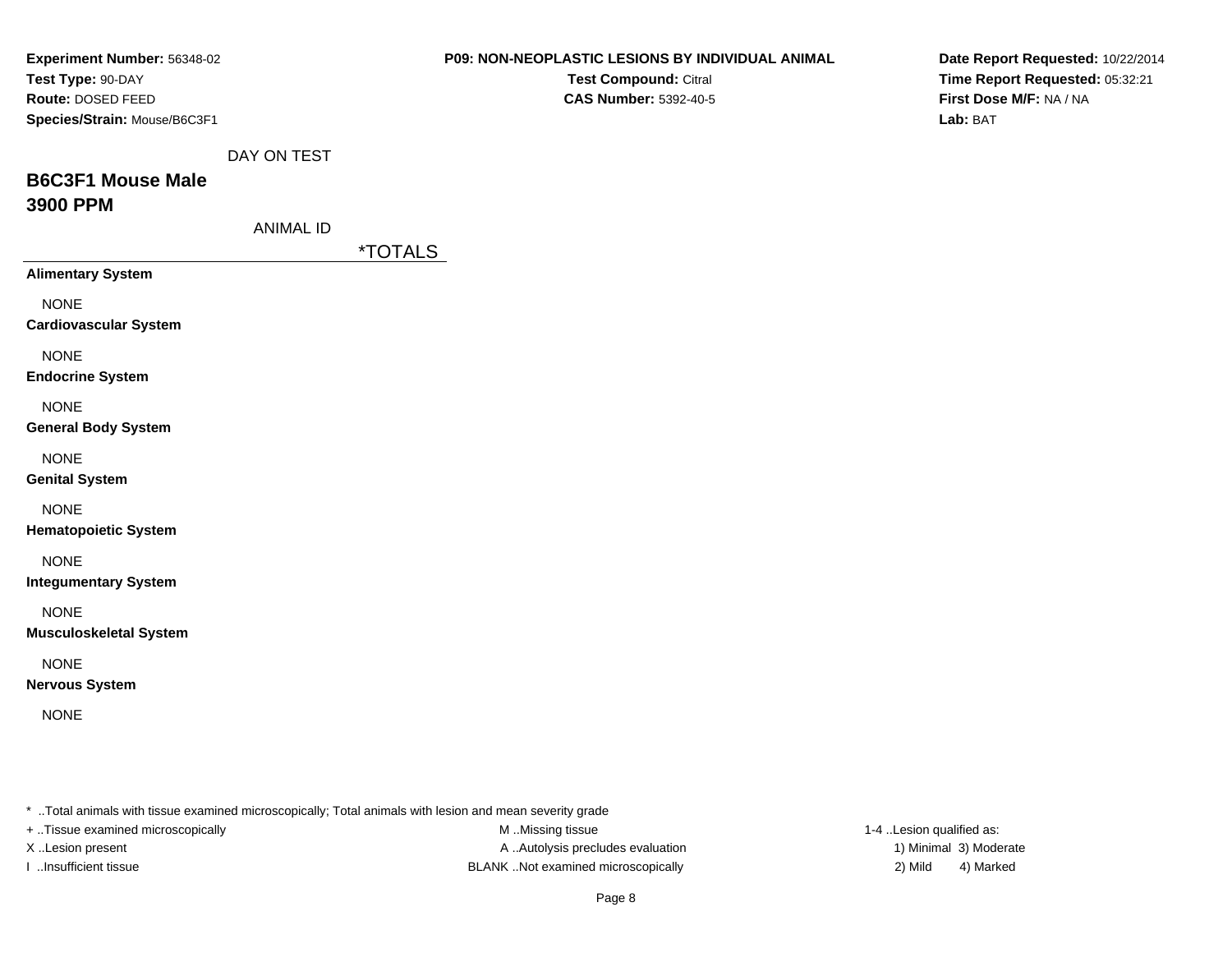**Experiment Number:** 56348-02
**Test Type:** 90-DAY
**Route:** DOSED FEED
**Species/Strain:** Mouse/B6C3F1

**P09: NON-NEOPLASTIC LESIONS BY INDIVIDUAL ANIMAL**
**Test Compound:** Citral
**CAS Number:** 5392-40-5

**Date Report Requested:** 10/22/2014
**Time Report Requested:** 05:32:21
**First Dose M/F:** NA / NA
**Lab:** BAT

DAY ON TEST

## B6C3F1 Mouse Male
## 3900 PPM

ANIMAL ID

*TOTALS

**Alimentary System**

NONE

**Cardiovascular System**

NONE

**Endocrine System**

NONE

**General Body System**

NONE

**Genital System**

NONE

**Hematopoietic System**

NONE

**Integumentary System**

NONE

**Musculoskeletal System**

NONE

**Nervous System**

NONE

* ..Total animals with tissue examined microscopically; Total animals with lesion and mean severity grade
+ ..Tissue examined microscopically
X ..Lesion present
I ..Insufficient tissue
M ..Missing tissue
A ..Autolysis precludes evaluation
BLANK ..Not examined microscopically
1-4 ..Lesion qualified as:
1) Minimal 3) Moderate
2) Mild 4) Marked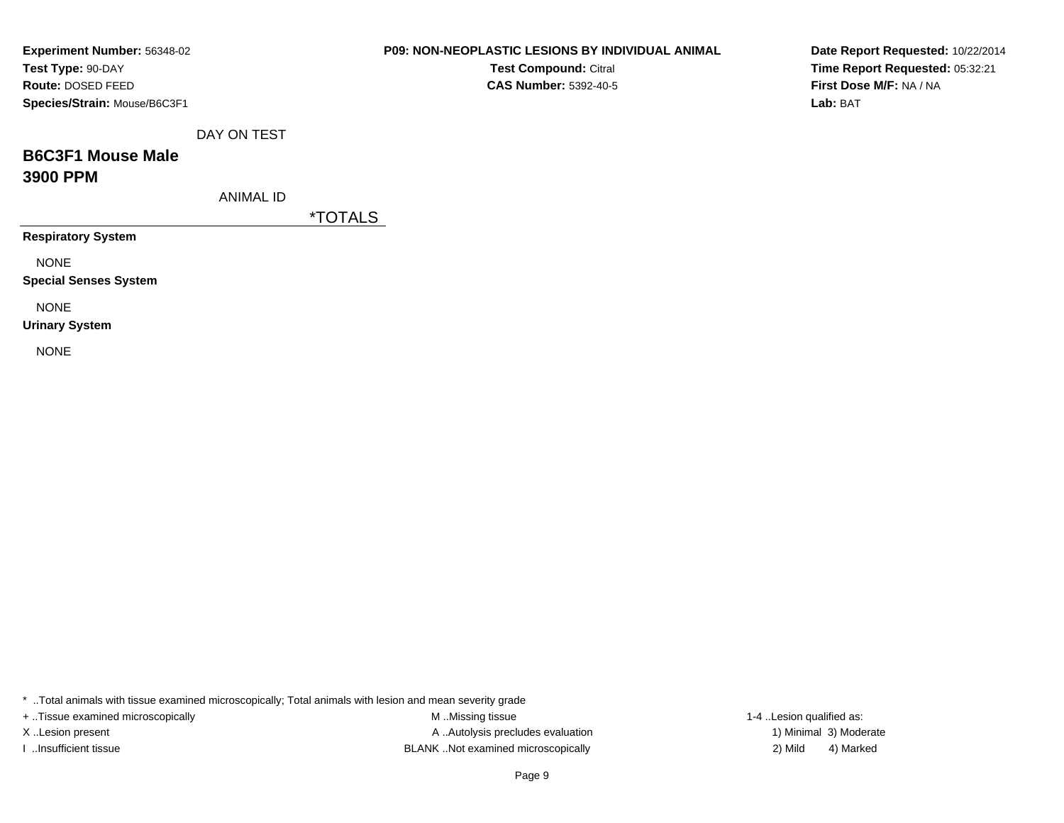**Experiment Number:** 56348-02
**Test Type:** 90-DAY
**Route:** DOSED FEED
**Species/Strain:** Mouse/B6C3F1

**P09: NON-NEOPLASTIC LESIONS BY INDIVIDUAL ANIMAL**
**Test Compound:** Citral
**CAS Number:** 5392-40-5

**Date Report Requested:** 10/22/2014
**Time Report Requested:** 05:32:21
**First Dose M/F:** NA / NA
**Lab:** BAT

DAY ON TEST

## B6C3F1 Mouse Male
## 3900 PPM

ANIMAL ID

| | *TOTALS |
|---|---|
| **Respiratory System** | |
| NONE | |
| **Special Senses System** | |
| NONE | |
| **Urinary System** | |
| NONE | |

* ..Total animals with tissue examined microscopically; Total animals with lesion and mean severity grade
+ ..Tissue examined microscopically
X ..Lesion present
I ..Insufficient tissue
M ..Missing tissue
A ..Autolysis precludes evaluation
BLANK ..Not examined microscopically
1-4 ..Lesion qualified as:
1) Minimal 3) Moderate
2) Mild 4) Marked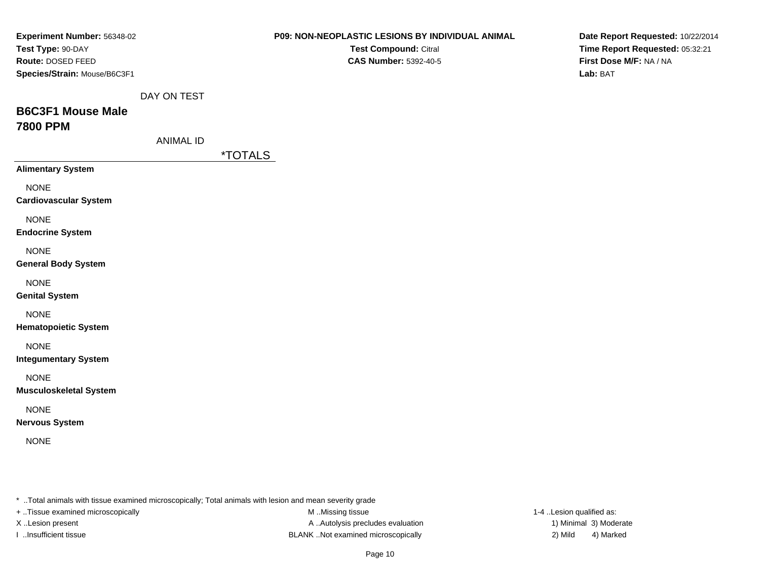**Experiment Number:** 56348-02
**Test Type:** 90-DAY
**Route:** DOSED FEED
**Species/Strain:** Mouse/B6C3F1

**P09: NON-NEOPLASTIC LESIONS BY INDIVIDUAL ANIMAL**
**Test Compound:** Citral
**CAS Number:** 5392-40-5

**Date Report Requested:** 10/22/2014
**Time Report Requested:** 05:32:21
**First Dose M/F:** NA / NA
**Lab:** BAT

DAY ON TEST

## B6C3F1 Mouse Male
## 7800 PPM

ANIMAL ID

| | *TOTALS |
|---|---|
| **Alimentary System** | |
| NONE | |
| **Cardiovascular System** | |
| NONE | |
| **Endocrine System** | |
| NONE | |
| **General Body System** | |
| NONE | |
| **Genital System** | |
| NONE | |
| **Hematopoietic System** | |
| NONE | |
| **Integumentary System** | |
| NONE | |
| **Musculoskeletal System** | |
| NONE | |
| **Nervous System** | |
| NONE | |

* ..Total animals with tissue examined microscopically; Total animals with lesion and mean severity grade
+ ..Tissue examined microscopically
X ..Lesion present
I ..Insufficient tissue

M ..Missing tissue
A ..Autolysis precludes evaluation
BLANK ..Not examined microscopically

1-4 ..Lesion qualified as:
1) Minimal 3) Moderate
2) Mild 4) Marked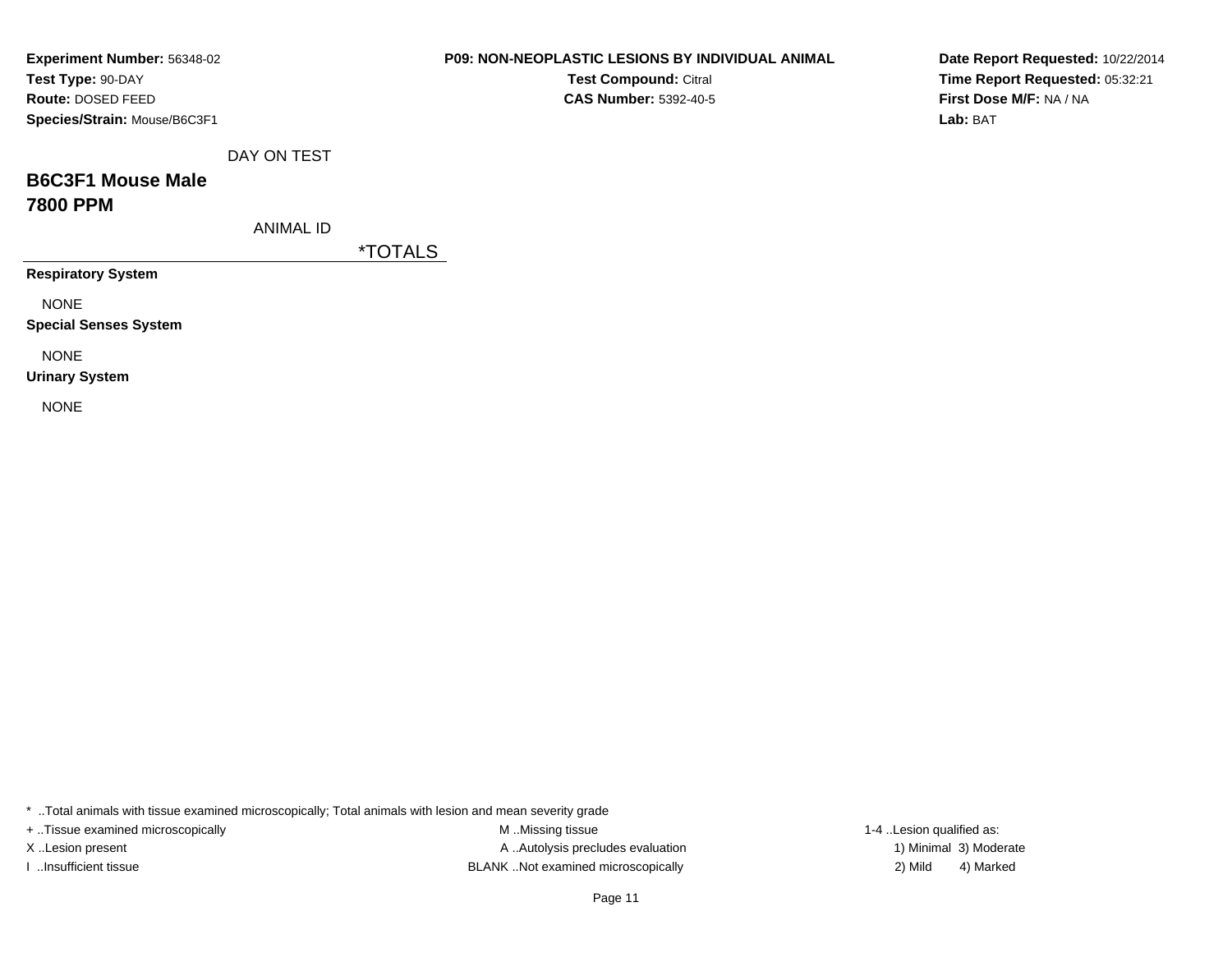**Experiment Number:** 56348-02
**Test Type:** 90-DAY
**Route:** DOSED FEED
**Species/Strain:** Mouse/B6C3F1

**P09: NON-NEOPLASTIC LESIONS BY INDIVIDUAL ANIMAL**
**Test Compound:** Citral
**CAS Number:** 5392-40-5

**Date Report Requested:** 10/22/2014
**Time Report Requested:** 05:32:21
**First Dose M/F:** NA / NA
**Lab:** BAT

DAY ON TEST

## B6C3F1 Mouse Male
## 7800 PPM

ANIMAL ID

| | *TOTALS |
|---|---|
| **Respiratory System** | |
| NONE | |
| **Special Senses System** | |
| NONE | |
| **Urinary System** | |
| NONE | |

* ..Total animals with tissue examined microscopically; Total animals with lesion and mean severity grade

+ ..Tissue examined microscopically
X ..Lesion present
I ..Insufficient tissue

M ..Missing tissue
A ..Autolysis precludes evaluation
BLANK ..Not examined microscopically

1-4 ..Lesion qualified as:
1) Minimal 3) Moderate
2) Mild 4) Marked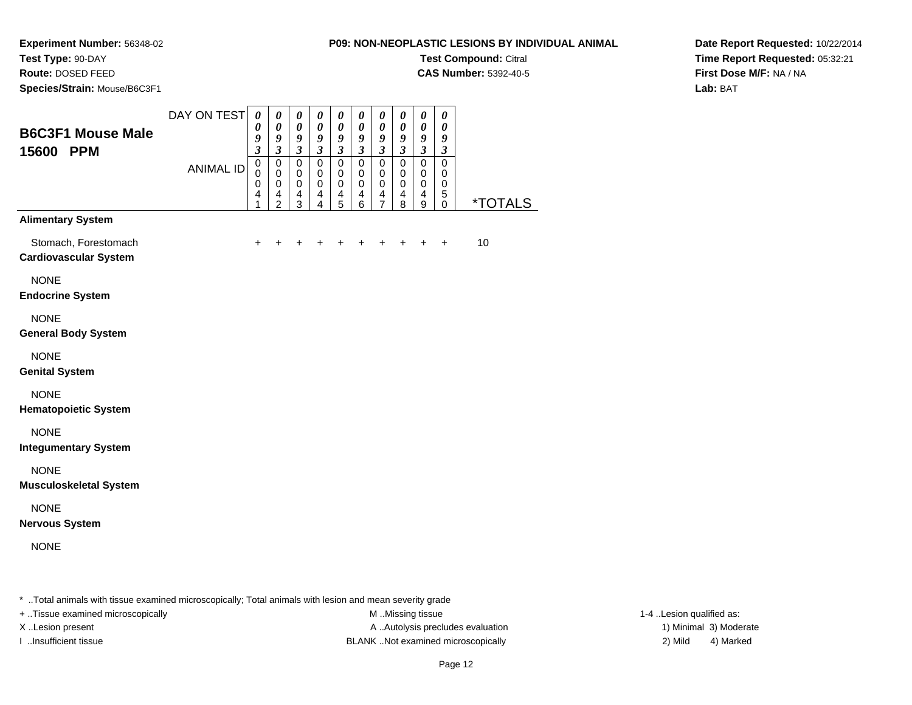**Experiment Number:** 56348-02
**Test Type:** 90-DAY
**Route:** DOSED FEED
**Species/Strain:** Mouse/B6C3F1

**P09: NON-NEOPLASTIC LESIONS BY INDIVIDUAL ANIMAL**
**Test Compound:** Citral
**CAS Number:** 5392-40-5

**Date Report Requested:** 10/22/2014
**Time Report Requested:** 05:32:21
**First Dose M/F:** NA / NA
**Lab:** BAT

## B6C3F1 Mouse Male 15600 PPM

| DAY ON TEST | 0093 | 0093 | 0093 | 0093 | 0093 | 0093 | 0093 | 0093 | 0093 | 0093 | |
|---|---|---|---|---|---|---|---|---|---|---|---|
| **ANIMAL ID** | 00041 | 00042 | 00043 | 00044 | 00045 | 00046 | 00047 | 00048 | 00049 | 00050 | ***TOTALS** |
| **Alimentary System** | | | | | | | | | | | |
| Stomach, Forestomach | + | + | + | + | + | + | + | + | + | + | 10 |
| **Cardiovascular System** | | | | | | | | | | | |
| NONE | | | | | | | | | | | |
| **Endocrine System** | | | | | | | | | | | |
| NONE | | | | | | | | | | | |
| **General Body System** | | | | | | | | | | | |
| NONE | | | | | | | | | | | |
| **Genital System** | | | | | | | | | | | |
| NONE | | | | | | | | | | | |
| **Hematopoietic System** | | | | | | | | | | | |
| NONE | | | | | | | | | | | |
| **Integumentary System** | | | | | | | | | | | |
| NONE | | | | | | | | | | | |
| **Musculoskeletal System** | | | | | | | | | | | |
| NONE | | | | | | | | | | | |
| **Nervous System** | | | | | | | | | | | |
| NONE | | | | | | | | | | | |

* ..Total animals with tissue examined microscopically; Total animals with lesion and mean severity grade
+ ..Tissue examined microscopically
X ..Lesion present
I ..Insufficient tissue

M ..Missing tissue
A ..Autolysis precludes evaluation
BLANK ..Not examined microscopically

1-4 ..Lesion qualified as:
1) Minimal 3) Moderate
2) Mild 4) Marked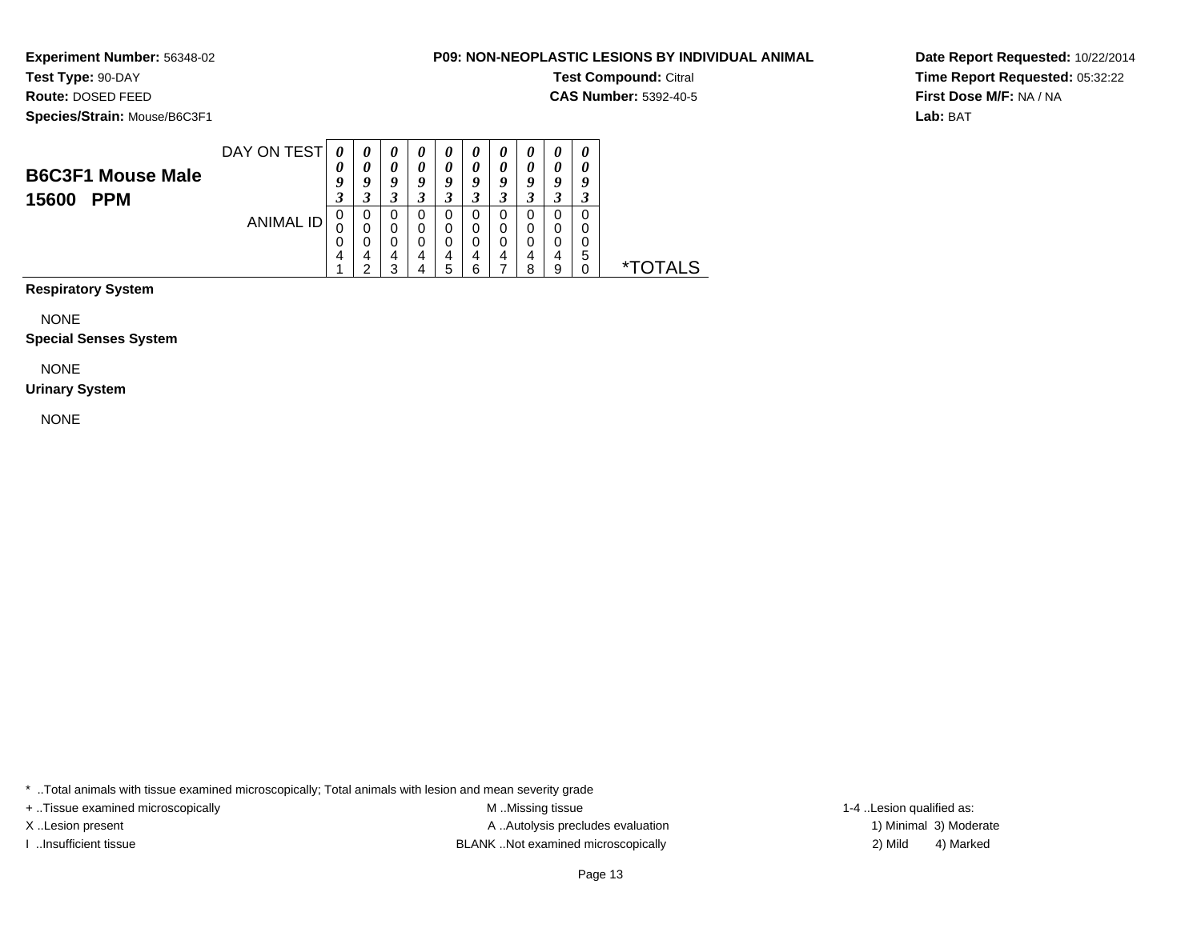**Experiment Number:** 56348-02
**Test Type:** 90-DAY
**Route:** DOSED FEED
**Species/Strain:** Mouse/B6C3F1

**P09: NON-NEOPLASTIC LESIONS BY INDIVIDUAL ANIMAL**
**Test Compound:** Citral
**CAS Number:** 5392-40-5

**Date Report Requested:** 10/22/2014
**Time Report Requested:** 05:32:22
**First Dose M/F:** NA / NA
**Lab:** BAT

## B6C3F1 Mouse Male
## 15600 PPM

| | | | | | | | | | | | |
|---|---|---|---|---|---|---|---|---|---|---|---|
| DAY ON TEST | 0093 | 0093 | 0093 | 0093 | 0093 | 0093 | 0093 | 0093 | 0093 | 0093 | |
| ANIMAL ID | 00041 | 00042 | 00043 | 00044 | 00045 | 00046 | 00047 | 00048 | 00049 | 00050 | *TOTALS |

**Respiratory System**

NONE

**Special Senses System**

NONE

**Urinary System**

NONE

* ..Total animals with tissue examined microscopically; Total animals with lesion and mean severity grade
+ ..Tissue examined microscopically
X ..Lesion present
I ..Insufficient tissue

M ..Missing tissue
A ..Autolysis precludes evaluation
BLANK ..Not examined microscopically

1-4 ..Lesion qualified as:
1) Minimal 3) Moderate
2) Mild 4) Marked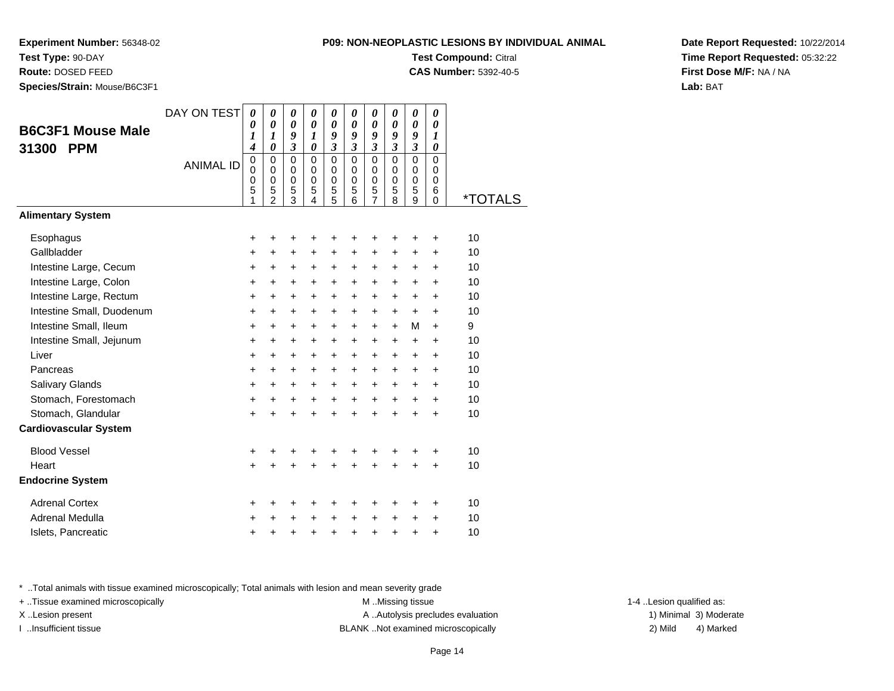**Experiment Number:** 56348-02
**Test Type:** 90-DAY
**Route:** DOSED FEED
**Species/Strain:** Mouse/B6C3F1

**P09: NON-NEOPLASTIC LESIONS BY INDIVIDUAL ANIMAL**
**Test Compound:** Citral
**CAS Number:** 5392-40-5

**Date Report Requested:** 10/22/2014
**Time Report Requested:** 05:32:22
**First Dose M/F:** NA / NA
**Lab:** BAT

## B6C3F1 Mouse Male 31300 PPM

| DAY ON TEST | 0014 | 0010 | 0093 | 0010 | 0093 | 0093 | 0093 | 0093 | 0093 | 0010 | |
|---|---|---|---|---|---|---|---|---|---|---|---|
| ANIMAL ID | 00051 | 00052 | 00053 | 00054 | 00055 | 00056 | 00057 | 00058 | 00059 | 00060 | *TOTALS |
| **Alimentary System** | | | | | | | | | | | |
| Esophagus | + | + | + | + | + | + | + | + | + | + | 10 |
| Gallbladder | + | + | + | + | + | + | + | + | + | + | 10 |
| Intestine Large, Cecum | + | + | + | + | + | + | + | + | + | + | 10 |
| Intestine Large, Colon | + | + | + | + | + | + | + | + | + | + | 10 |
| Intestine Large, Rectum | + | + | + | + | + | + | + | + | + | + | 10 |
| Intestine Small, Duodenum | + | + | + | + | + | + | + | + | + | + | 10 |
| Intestine Small, Ileum | + | + | + | + | + | + | + | + | M | + | 9 |
| Intestine Small, Jejunum | + | + | + | + | + | + | + | + | + | + | 10 |
| Liver | + | + | + | + | + | + | + | + | + | + | 10 |
| Pancreas | + | + | + | + | + | + | + | + | + | + | 10 |
| Salivary Glands | + | + | + | + | + | + | + | + | + | + | 10 |
| Stomach, Forestomach | + | + | + | + | + | + | + | + | + | + | 10 |
| Stomach, Glandular | + | + | + | + | + | + | + | + | + | + | 10 |
| **Cardiovascular System** | | | | | | | | | | | |
| Blood Vessel | + | + | + | + | + | + | + | + | + | + | 10 |
| Heart | + | + | + | + | + | + | + | + | + | + | 10 |
| **Endocrine System** | | | | | | | | | | | |
| Adrenal Cortex | + | + | + | + | + | + | + | + | + | + | 10 |
| Adrenal Medulla | + | + | + | + | + | + | + | + | + | + | 10 |
| Islets, Pancreatic | + | + | + | + | + | + | + | + | + | + | 10 |

* ..Total animals with tissue examined microscopically; Total animals with lesion and mean severity grade
+ ..Tissue examined microscopically
X ..Lesion present
I ..Insufficient tissue
M ..Missing tissue
A ..Autolysis precludes evaluation
BLANK ..Not examined microscopically
1-4 ..Lesion qualified as: 1) Minimal 2) Mild 3) Moderate 4) Marked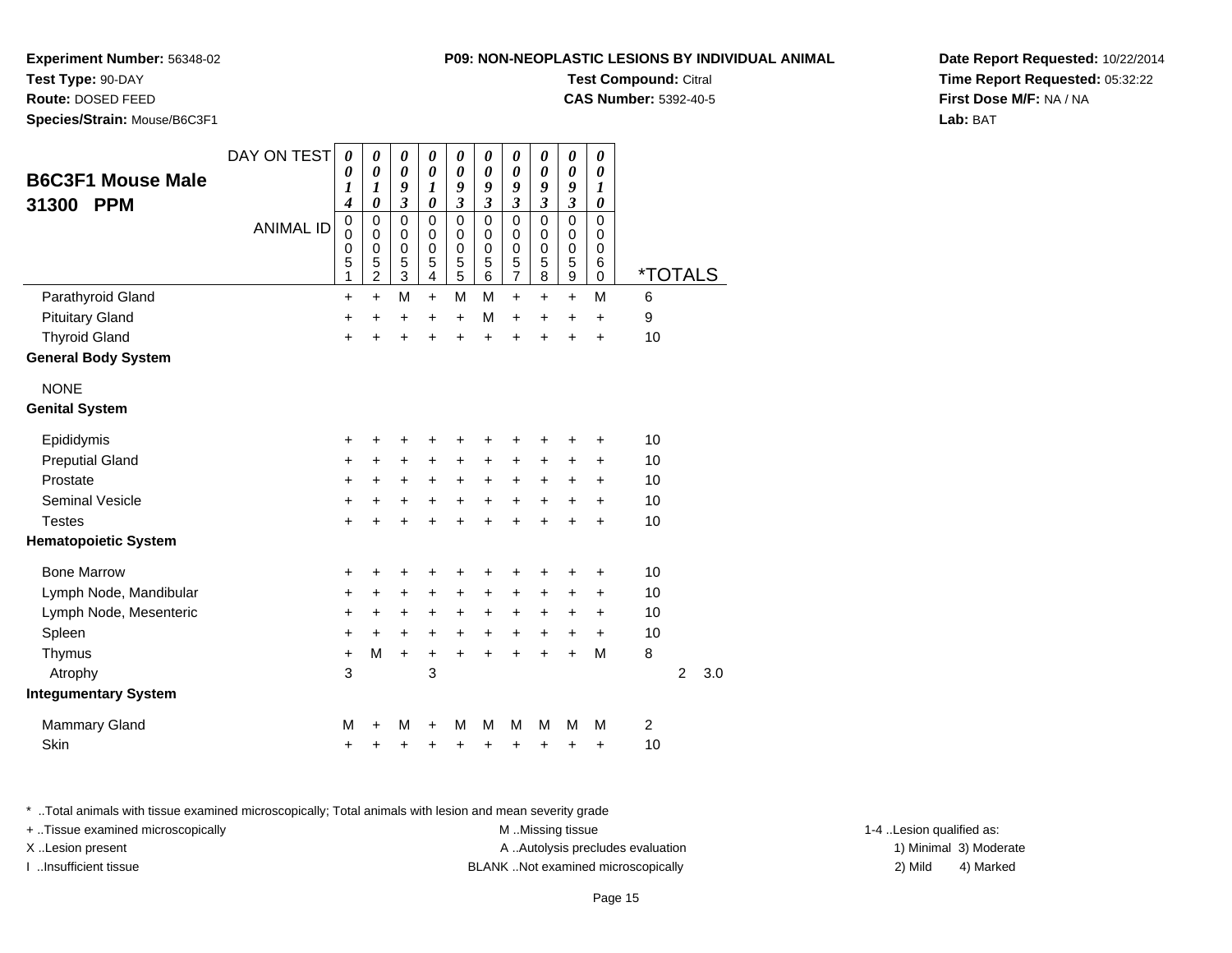**Experiment Number:** 56348-02
**Test Type:** 90-DAY
**Route:** DOSED FEED
**Species/Strain:** Mouse/B6C3F1

**P09: NON-NEOPLASTIC LESIONS BY INDIVIDUAL ANIMAL**
**Test Compound:** Citral
**CAS Number:** 5392-40-5

**Date Report Requested:** 10/22/2014
**Time Report Requested:** 05:32:22
**First Dose M/F:** NA / NA
**Lab:** BAT

## B6C3F1 Mouse Male 31300 PPM

| DAY ON TEST | 0014 | 0010 | 0093 | 0010 | 0093 | 0093 | 0093 | 0093 | 0093 | 0010 | |
|---|---|---|---|---|---|---|---|---|---|---|---|
| ANIMAL ID | 00051 | 00052 | 00053 | 00054 | 00055 | 00056 | 00057 | 00058 | 00059 | 00060 | *TOTALS |
| Parathyroid Gland | + | + | M | + | M | M | + | + | + | M | 6 |
| Pituitary Gland | + | + | + | + | + | M | + | + | + | + | 9 |
| Thyroid Gland | + | + | + | + | + | + | + | + | + | + | 10 |
| **General Body System** | | | | | | | | | | | |
| NONE | | | | | | | | | | | |
| **Genital System** | | | | | | | | | | | |
| Epididymis | + | + | + | + | + | + | + | + | + | + | 10 |
| Preputial Gland | + | + | + | + | + | + | + | + | + | + | 10 |
| Prostate | + | + | + | + | + | + | + | + | + | + | 10 |
| Seminal Vesicle | + | + | + | + | + | + | + | + | + | + | 10 |
| Testes | + | + | + | + | + | + | + | + | + | + | 10 |
| **Hematopoietic System** | | | | | | | | | | | |
| Bone Marrow | + | + | + | + | + | + | + | + | + | + | 10 |
| Lymph Node, Mandibular | + | + | + | + | + | + | + | + | + | + | 10 |
| Lymph Node, Mesenteric | + | + | + | + | + | + | + | + | + | + | 10 |
| Spleen | + | + | + | + | + | + | + | + | + | + | 10 |
| Thymus | + | M | + | + | + | + | + | + | + | M | 8 |
| Atrophy | 3 | | | 3 | | | | | | | 2 3.0 |
| **Integumentary System** | | | | | | | | | | | |
| Mammary Gland | M | + | M | + | M | M | M | M | M | M | 2 |
| Skin | + | + | + | + | + | + | + | + | + | + | 10 |

\* ..Total animals with tissue examined microscopically; Total animals with lesion and mean severity grade

+ ..Tissue examined microscopically
X ..Lesion present
I ..Insufficient tissue

M ..Missing tissue
A ..Autolysis precludes evaluation
BLANK ..Not examined microscopically

1-4 ..Lesion qualified as:
1) Minimal 3) Moderate
2) Mild 4) Marked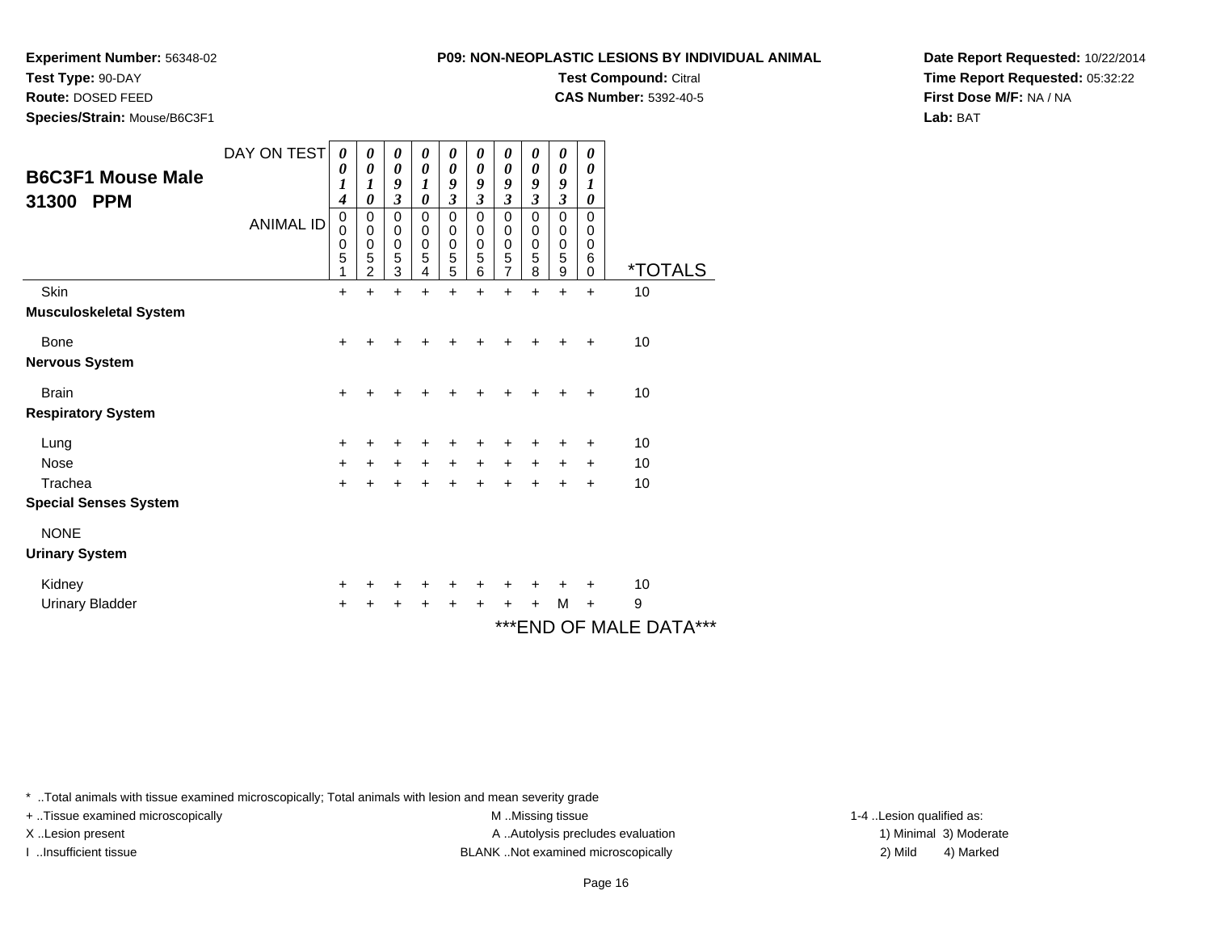**Experiment Number:** 56348-02
**Test Type:** 90-DAY
**Route:** DOSED FEED
**Species/Strain:** Mouse/B6C3F1

**P09: NON-NEOPLASTIC LESIONS BY INDIVIDUAL ANIMAL**
**Test Compound:** Citral
**CAS Number:** 5392-40-5

**Date Report Requested:** 10/22/2014
**Time Report Requested:** 05:32:22
**First Dose M/F:** NA / NA
**Lab:** BAT

## B6C3F1 Mouse Male 31300 PPM

| DAY ON TEST | 0014 | 0010 | 0093 | 0010 | 0093 | 0093 | 0093 | 0093 | 0093 | 0010 | |
|---|---|---|---|---|---|---|---|---|---|---|---|
| ANIMAL ID | 00051 | 00052 | 00053 | 00054 | 00055 | 00056 | 00057 | 00058 | 00059 | 00060 | *TOTALS |
| Skin | + | + | + | + | + | + | + | + | + | + | 10 |
| **Musculoskeletal System** | | | | | | | | | | | |
| Bone | + | + | + | + | + | + | + | + | + | + | 10 |
| **Nervous System** | | | | | | | | | | | |
| Brain | + | + | + | + | + | + | + | + | + | + | 10 |
| **Respiratory System** | | | | | | | | | | | |
| Lung | + | + | + | + | + | + | + | + | + | + | 10 |
| Nose | + | + | + | + | + | + | + | + | + | + | 10 |
| Trachea | + | + | + | + | + | + | + | + | + | + | 10 |
| **Special Senses System** | | | | | | | | | | | |
| NONE | | | | | | | | | | | |
| **Urinary System** | | | | | | | | | | | |
| Kidney | + | + | + | + | + | + | + | + | + | + | 10 |
| Urinary Bladder | + | + | + | + | + | + | + | + | M | + | 9 |

***END OF MALE DATA***

* ..Total animals with tissue examined microscopically; Total animals with lesion and mean severity grade
+ ..Tissue examined microscopically
X ..Lesion present
I ..Insufficient tissue
M ..Missing tissue
A ..Autolysis precludes evaluation
BLANK ..Not examined microscopically
1-4 ..Lesion qualified as:
1) Minimal 3) Moderate
2) Mild 4) Marked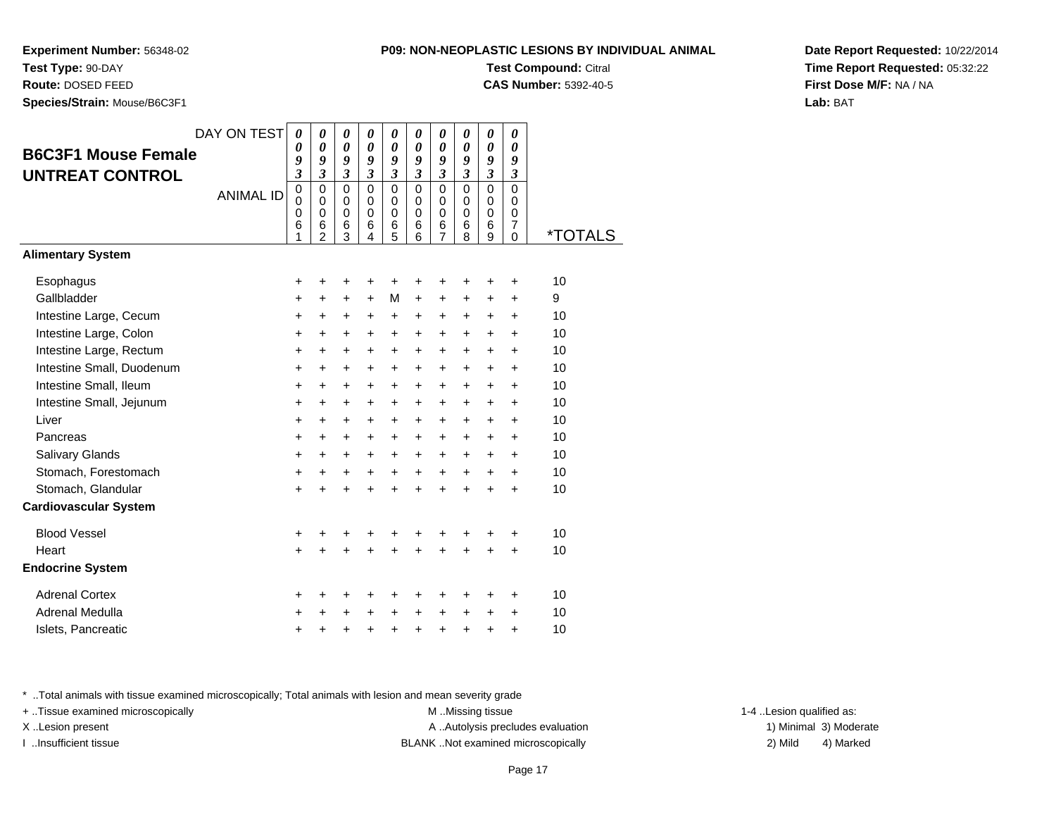**Experiment Number:** 56348-02
**Test Type:** 90-DAY
**Route:** DOSED FEED
**Species/Strain:** Mouse/B6C3F1

**P09: NON-NEOPLASTIC LESIONS BY INDIVIDUAL ANIMAL**
**Test Compound:** Citral
**CAS Number:** 5392-40-5

**Date Report Requested:** 10/22/2014
**Time Report Requested:** 05:32:22
**First Dose M/F:** NA / NA
**Lab:** BAT

## B6C3F1 Mouse Female UNTREAT CONTROL

| DAY ON TEST | 0093 | 0093 | 0093 | 0093 | 0093 | 0093 | 0093 | 0093 | 0093 | 0093 | |
|---|---|---|---|---|---|---|---|---|---|---|---|
| ANIMAL ID | 00061 | 00062 | 00063 | 00064 | 00065 | 00066 | 00067 | 00068 | 00069 | 00070 | *TOTALS |
| **Alimentary System** | | | | | | | | | | | |
| Esophagus | + | + | + | + | + | + | + | + | + | + | 10 |
| Gallbladder | + | + | + | + | M | + | + | + | + | + | 9 |
| Intestine Large, Cecum | + | + | + | + | + | + | + | + | + | + | 10 |
| Intestine Large, Colon | + | + | + | + | + | + | + | + | + | + | 10 |
| Intestine Large, Rectum | + | + | + | + | + | + | + | + | + | + | 10 |
| Intestine Small, Duodenum | + | + | + | + | + | + | + | + | + | + | 10 |
| Intestine Small, Ileum | + | + | + | + | + | + | + | + | + | + | 10 |
| Intestine Small, Jejunum | + | + | + | + | + | + | + | + | + | + | 10 |
| Liver | + | + | + | + | + | + | + | + | + | + | 10 |
| Pancreas | + | + | + | + | + | + | + | + | + | + | 10 |
| Salivary Glands | + | + | + | + | + | + | + | + | + | + | 10 |
| Stomach, Forestomach | + | + | + | + | + | + | + | + | + | + | 10 |
| Stomach, Glandular | + | + | + | + | + | + | + | + | + | + | 10 |
| **Cardiovascular System** | | | | | | | | | | | |
| Blood Vessel | + | + | + | + | + | + | + | + | + | + | 10 |
| Heart | + | + | + | + | + | + | + | + | + | + | 10 |
| **Endocrine System** | | | | | | | | | | | |
| Adrenal Cortex | + | + | + | + | + | + | + | + | + | + | 10 |
| Adrenal Medulla | + | + | + | + | + | + | + | + | + | + | 10 |
| Islets, Pancreatic | + | + | + | + | + | + | + | + | + | + | 10 |

* ..Total animals with tissue examined microscopically; Total animals with lesion and mean severity grade
+ ..Tissue examined microscopically
X ..Lesion present
I ..Insufficient tissue
M ..Missing tissue
A ..Autolysis precludes evaluation
BLANK ..Not examined microscopically
1-4 ..Lesion qualified as:
1) Minimal 2) Mild 3) Moderate 4) Marked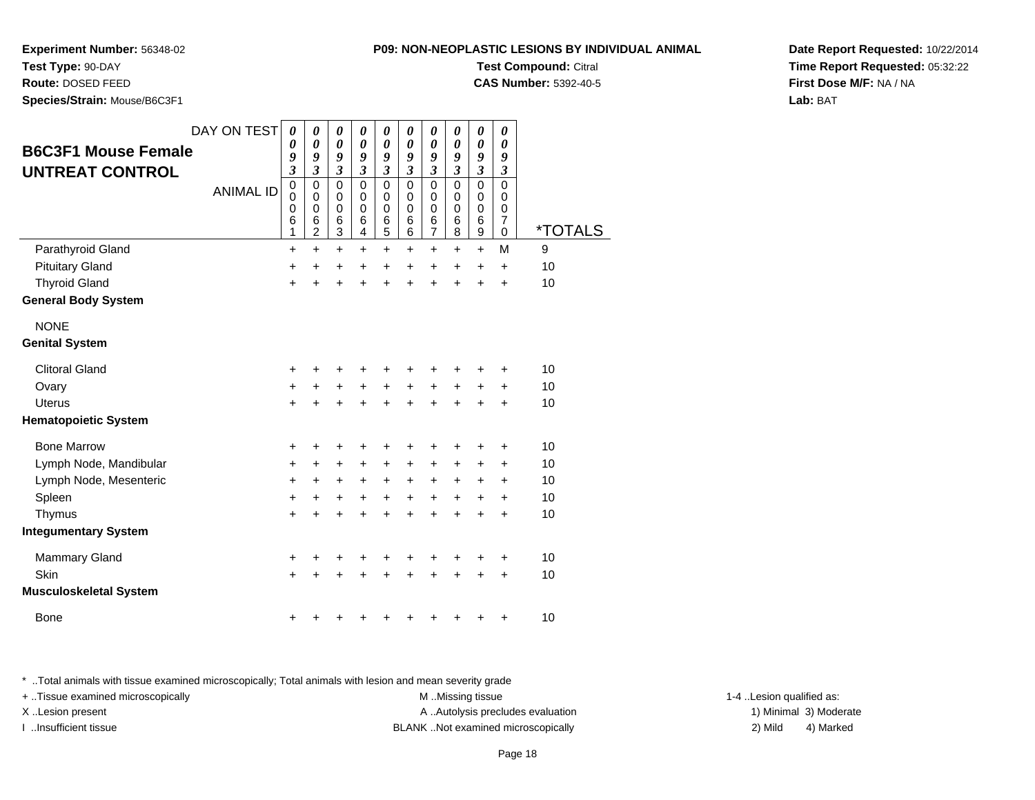**Experiment Number:** 56348-02
**Test Type:** 90-DAY
**Route:** DOSED FEED
**Species/Strain:** Mouse/B6C3F1

**P09: NON-NEOPLASTIC LESIONS BY INDIVIDUAL ANIMAL**
**Test Compound:** Citral
**CAS Number:** 5392-40-5

**Date Report Requested:** 10/22/2014
**Time Report Requested:** 05:32:22
**First Dose M/F:** NA / NA
**Lab:** BAT

## B6C3F1 Mouse Female UNTREAT CONTROL

| DAY ON TEST | 0093 | 0093 | 0093 | 0093 | 0093 | 0093 | 0093 | 0093 | 0093 | 0093 | |
|---|---|---|---|---|---|---|---|---|---|---|---|
| ANIMAL ID | 00061 | 00062 | 00063 | 00064 | 00065 | 00066 | 00067 | 00068 | 00069 | 00070 | *TOTALS |
| Parathyroid Gland | + | + | + | + | + | + | + | + | + | M | 9 |
| Pituitary Gland | + | + | + | + | + | + | + | + | + | + | 10 |
| Thyroid Gland | + | + | + | + | + | + | + | + | + | + | 10 |
| **General Body System** | | | | | | | | | | | |
| NONE | | | | | | | | | | | |
| **Genital System** | | | | | | | | | | | |
| Clitoral Gland | + | + | + | + | + | + | + | + | + | + | 10 |
| Ovary | + | + | + | + | + | + | + | + | + | + | 10 |
| Uterus | + | + | + | + | + | + | + | + | + | + | 10 |
| **Hematopoietic System** | | | | | | | | | | | |
| Bone Marrow | + | + | + | + | + | + | + | + | + | + | 10 |
| Lymph Node, Mandibular | + | + | + | + | + | + | + | + | + | + | 10 |
| Lymph Node, Mesenteric | + | + | + | + | + | + | + | + | + | + | 10 |
| Spleen | + | + | + | + | + | + | + | + | + | + | 10 |
| Thymus | + | + | + | + | + | + | + | + | + | + | 10 |
| **Integumentary System** | | | | | | | | | | | |
| Mammary Gland | + | + | + | + | + | + | + | + | + | + | 10 |
| Skin | + | + | + | + | + | + | + | + | + | + | 10 |
| **Musculoskeletal System** | | | | | | | | | | | |
| Bone | + | + | + | + | + | + | + | + | + | + | 10 |

\* ..Total animals with tissue examined microscopically; Total animals with lesion and mean severity grade
+ ..Tissue examined microscopically
X ..Lesion present
I ..Insufficient tissue

M ..Missing tissue
A ..Autolysis precludes evaluation
BLANK ..Not examined microscopically

1-4 ..Lesion qualified as:
1) Minimal 2) Mild 3) Moderate 4) Marked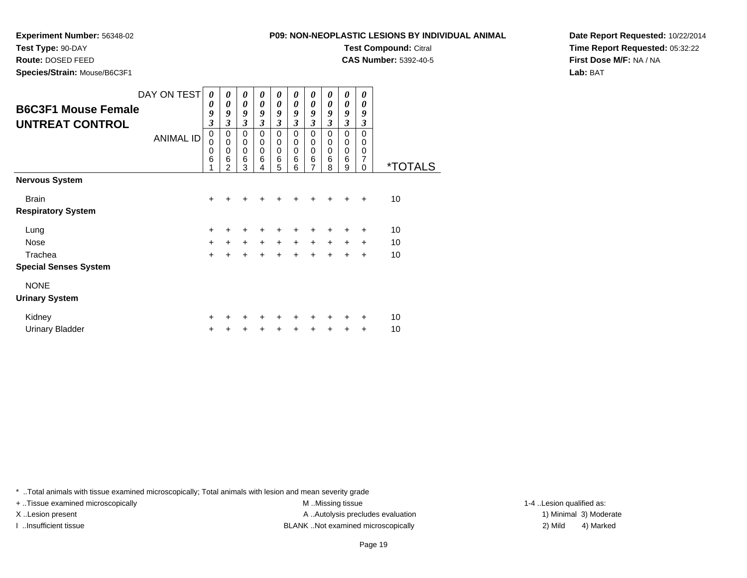**Experiment Number:** 56348-02
**Test Type:** 90-DAY
**Route:** DOSED FEED
**Species/Strain:** Mouse/B6C3F1

**P09: NON-NEOPLASTIC LESIONS BY INDIVIDUAL ANIMAL**
**Test Compound:** Citral
**CAS Number:** 5392-40-5

**Date Report Requested:** 10/22/2014
**Time Report Requested:** 05:32:22
**First Dose M/F:** NA / NA
**Lab:** BAT

## B6C3F1 Mouse Female UNTREAT CONTROL

| DAY ON TEST | 0093 | 0093 | 0093 | 0093 | 0093 | 0093 | 0093 | 0093 | 0093 | 0093 | |
|---|---|---|---|---|---|---|---|---|---|---|---|
| ANIMAL ID | 00061 | 00062 | 00063 | 00064 | 00065 | 00066 | 00067 | 00068 | 00069 | 00070 | *TOTALS |
| **Nervous System** | | | | | | | | | | | |
| Brain | + | + | + | + | + | + | + | + | + | + | 10 |
| **Respiratory System** | | | | | | | | | | | |
| Lung | + | + | + | + | + | + | + | + | + | + | 10 |
| Nose | + | + | + | + | + | + | + | + | + | + | 10 |
| Trachea | + | + | + | + | + | + | + | + | + | + | 10 |
| **Special Senses System** | | | | | | | | | | | |
| NONE | | | | | | | | | | | |
| **Urinary System** | | | | | | | | | | | |
| Kidney | + | + | + | + | + | + | + | + | + | + | 10 |
| Urinary Bladder | + | + | + | + | + | + | + | + | + | + | 10 |

* ..Total animals with tissue examined microscopically; Total animals with lesion and mean severity grade
+ ..Tissue examined microscopically
X ..Lesion present
I ..Insufficient tissue

M ..Missing tissue
A ..Autolysis precludes evaluation
BLANK ..Not examined microscopically

1-4 ..Lesion qualified as:
1) Minimal 3) Moderate
2) Mild 4) Marked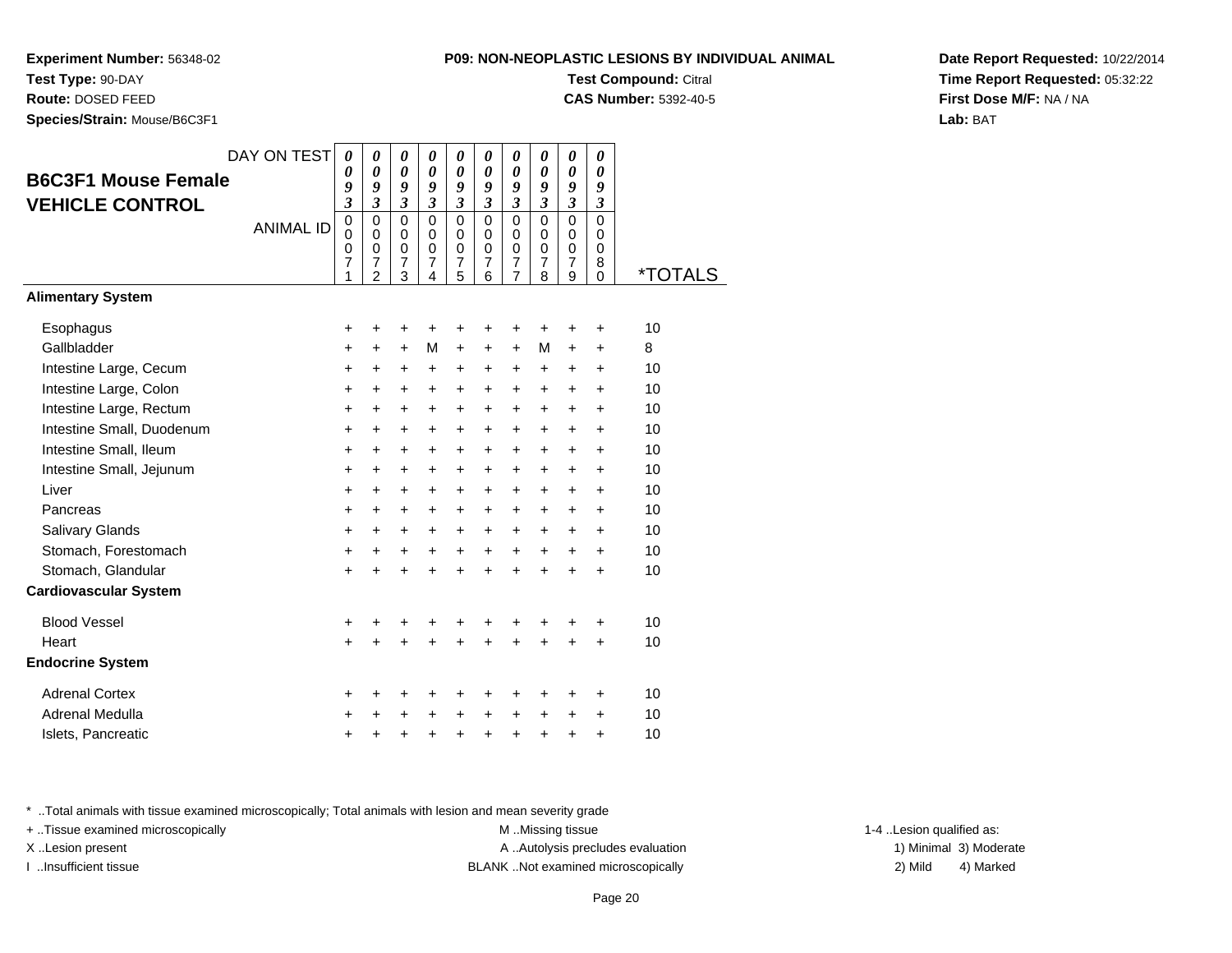**Experiment Number:** 56348-02
**Test Type:** 90-DAY
**Route:** DOSED FEED
**Species/Strain:** Mouse/B6C3F1

**P09: NON-NEOPLASTIC LESIONS BY INDIVIDUAL ANIMAL**
**Test Compound:** Citral
**CAS Number:** 5392-40-5

**Date Report Requested:** 10/22/2014
**Time Report Requested:** 05:32:22
**First Dose M/F:** NA / NA
**Lab:** BAT

## B6C3F1 Mouse Female VEHICLE CONTROL

| DAY ON TEST | 0093 | 0093 | 0093 | 0093 | 0093 | 0093 | 0093 | 0093 | 0093 | 0093 | |
|---|---|---|---|---|---|---|---|---|---|---|---|
| ANIMAL ID | 00071 | 00072 | 00073 | 00074 | 00075 | 00076 | 00077 | 00078 | 00079 | 00080 | *TOTALS |
| **Alimentary System** | | | | | | | | | | | |
| Esophagus | + | + | + | + | + | + | + | + | + | + | 10 |
| Gallbladder | + | + | + | M | + | + | + | M | + | + | 8 |
| Intestine Large, Cecum | + | + | + | + | + | + | + | + | + | + | 10 |
| Intestine Large, Colon | + | + | + | + | + | + | + | + | + | + | 10 |
| Intestine Large, Rectum | + | + | + | + | + | + | + | + | + | + | 10 |
| Intestine Small, Duodenum | + | + | + | + | + | + | + | + | + | + | 10 |
| Intestine Small, Ileum | + | + | + | + | + | + | + | + | + | + | 10 |
| Intestine Small, Jejunum | + | + | + | + | + | + | + | + | + | + | 10 |
| Liver | + | + | + | + | + | + | + | + | + | + | 10 |
| Pancreas | + | + | + | + | + | + | + | + | + | + | 10 |
| Salivary Glands | + | + | + | + | + | + | + | + | + | + | 10 |
| Stomach, Forestomach | + | + | + | + | + | + | + | + | + | + | 10 |
| Stomach, Glandular | + | + | + | + | + | + | + | + | + | + | 10 |
| **Cardiovascular System** | | | | | | | | | | | |
| Blood Vessel | + | + | + | + | + | + | + | + | + | + | 10 |
| Heart | + | + | + | + | + | + | + | + | + | + | 10 |
| **Endocrine System** | | | | | | | | | | | |
| Adrenal Cortex | + | + | + | + | + | + | + | + | + | + | 10 |
| Adrenal Medulla | + | + | + | + | + | + | + | + | + | + | 10 |
| Islets, Pancreatic | + | + | + | + | + | + | + | + | + | + | 10 |

* ..Total animals with tissue examined microscopically; Total animals with lesion and mean severity grade
+ ..Tissue examined microscopically
X ..Lesion present
I ..Insufficient tissue
M ..Missing tissue
A ..Autolysis precludes evaluation
BLANK ..Not examined microscopically
1-4 ..Lesion qualified as: 1) Minimal 2) Mild 3) Moderate 4) Marked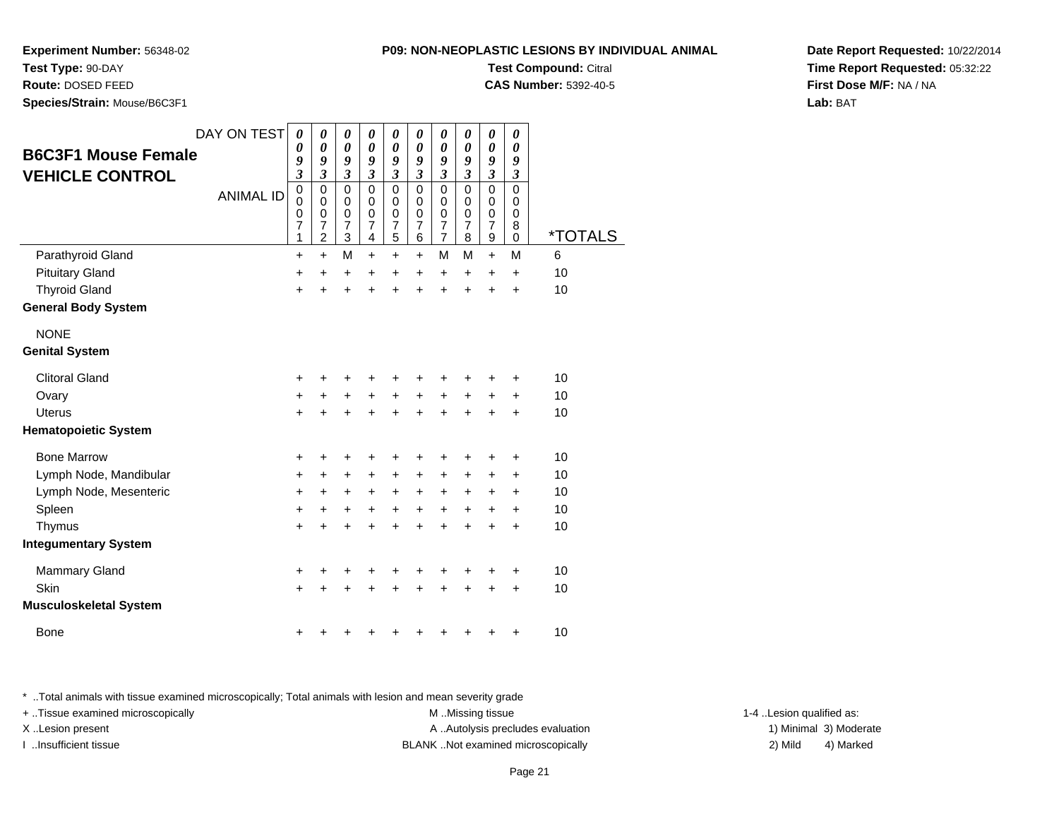**Experiment Number:** 56348-02
**Test Type:** 90-DAY
**Route:** DOSED FEED
**Species/Strain:** Mouse/B6C3F1

**P09: NON-NEOPLASTIC LESIONS BY INDIVIDUAL ANIMAL**
**Test Compound:** Citral
**CAS Number:** 5392-40-5

**Date Report Requested:** 10/22/2014
**Time Report Requested:** 05:32:22
**First Dose M/F:** NA / NA
**Lab:** BAT

## B6C3F1 Mouse Female VEHICLE CONTROL

| DAY ON TEST | 0093 | 0093 | 0093 | 0093 | 0093 | 0093 | 0093 | 0093 | 0093 | 0093 | |
|---|---|---|---|---|---|---|---|---|---|---|---|
| ANIMAL ID | 00071 | 00072 | 00073 | 00074 | 00075 | 00076 | 00077 | 00078 | 00079 | 00080 | *TOTALS |
| Parathyroid Gland | + | + | M | + | + | + | M | M | + | M | 6 |
| Pituitary Gland | + | + | + | + | + | + | + | + | + | + | 10 |
| Thyroid Gland | + | + | + | + | + | + | + | + | + | + | 10 |
| **General Body System** | | | | | | | | | | | |
| NONE | | | | | | | | | | | |
| **Genital System** | | | | | | | | | | | |
| Clitoral Gland | + | + | + | + | + | + | + | + | + | + | 10 |
| Ovary | + | + | + | + | + | + | + | + | + | + | 10 |
| Uterus | + | + | + | + | + | + | + | + | + | + | 10 |
| **Hematopoietic System** | | | | | | | | | | | |
| Bone Marrow | + | + | + | + | + | + | + | + | + | + | 10 |
| Lymph Node, Mandibular | + | + | + | + | + | + | + | + | + | + | 10 |
| Lymph Node, Mesenteric | + | + | + | + | + | + | + | + | + | + | 10 |
| Spleen | + | + | + | + | + | + | + | + | + | + | 10 |
| Thymus | + | + | + | + | + | + | + | + | + | + | 10 |
| **Integumentary System** | | | | | | | | | | | |
| Mammary Gland | + | + | + | + | + | + | + | + | + | + | 10 |
| Skin | + | + | + | + | + | + | + | + | + | + | 10 |
| **Musculoskeletal System** | | | | | | | | | | | |
| Bone | + | + | + | + | + | + | + | + | + | + | 10 |

* ..Total animals with tissue examined microscopically; Total animals with lesion and mean severity grade
+ ..Tissue examined microscopically
X ..Lesion present
I ..Insufficient tissue
M ..Missing tissue
A ..Autolysis precludes evaluation
BLANK ..Not examined microscopically
1-4 ..Lesion qualified as:
1) Minimal 2) Mild 3) Moderate 4) Marked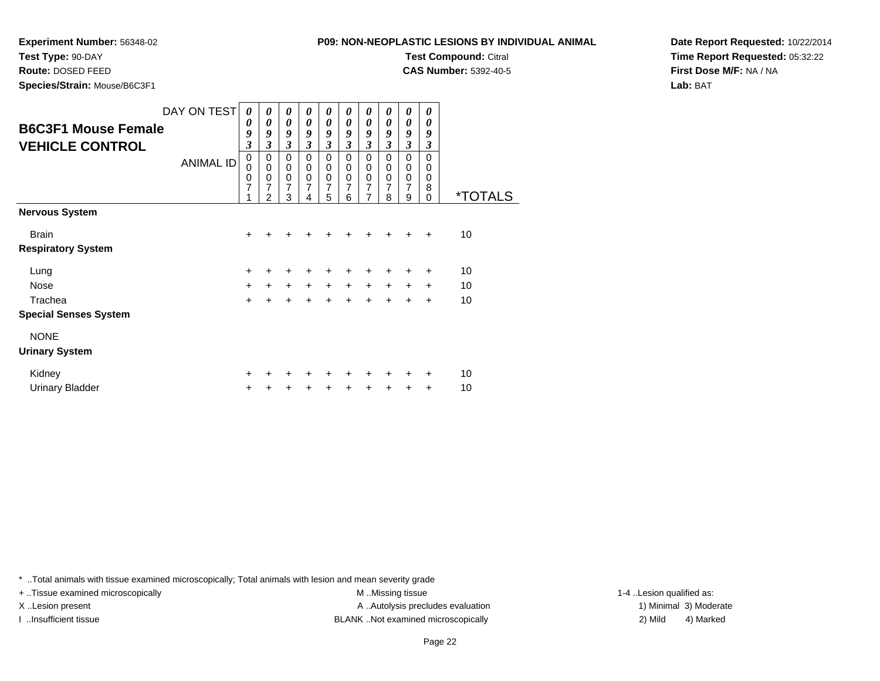**Experiment Number:** 56348-02
**Test Type:** 90-DAY
**Route:** DOSED FEED
**Species/Strain:** Mouse/B6C3F1

**P09: NON-NEOPLASTIC LESIONS BY INDIVIDUAL ANIMAL**
**Test Compound:** Citral
**CAS Number:** 5392-40-5

**Date Report Requested:** 10/22/2014
**Time Report Requested:** 05:32:22
**First Dose M/F:** NA / NA
**Lab:** BAT

## B6C3F1 Mouse Female VEHICLE CONTROL

| DAY ON TEST | 0093 | 0093 | 0093 | 0093 | 0093 | 0093 | 0093 | 0093 | 0093 | 0093 | |
|---|---|---|---|---|---|---|---|---|---|---|---|
| **ANIMAL ID** | 00071 | 00072 | 00073 | 00074 | 00075 | 00076 | 00077 | 00078 | 00079 | 00080 | ***TOTALS** |
| **Nervous System** | | | | | | | | | | | |
| Brain | + | + | + | + | + | + | + | + | + | + | 10 |
| **Respiratory System** | | | | | | | | | | | |
| Lung | + | + | + | + | + | + | + | + | + | + | 10 |
| Nose | + | + | + | + | + | + | + | + | + | + | 10 |
| Trachea | + | + | + | + | + | + | + | + | + | + | 10 |
| **Special Senses System** | | | | | | | | | | | |
| NONE | | | | | | | | | | | |
| **Urinary System** | | | | | | | | | | | |
| Kidney | + | + | + | + | + | + | + | + | + | + | 10 |
| Urinary Bladder | + | + | + | + | + | + | + | + | + | + | 10 |

* ..Total animals with tissue examined microscopically; Total animals with lesion and mean severity grade
+ ..Tissue examined microscopically
X ..Lesion present
I ..Insufficient tissue
M ..Missing tissue
A ..Autolysis precludes evaluation
BLANK ..Not examined microscopically
1-4 ..Lesion qualified as:
1) Minimal 2) Mild 3) Moderate 4) Marked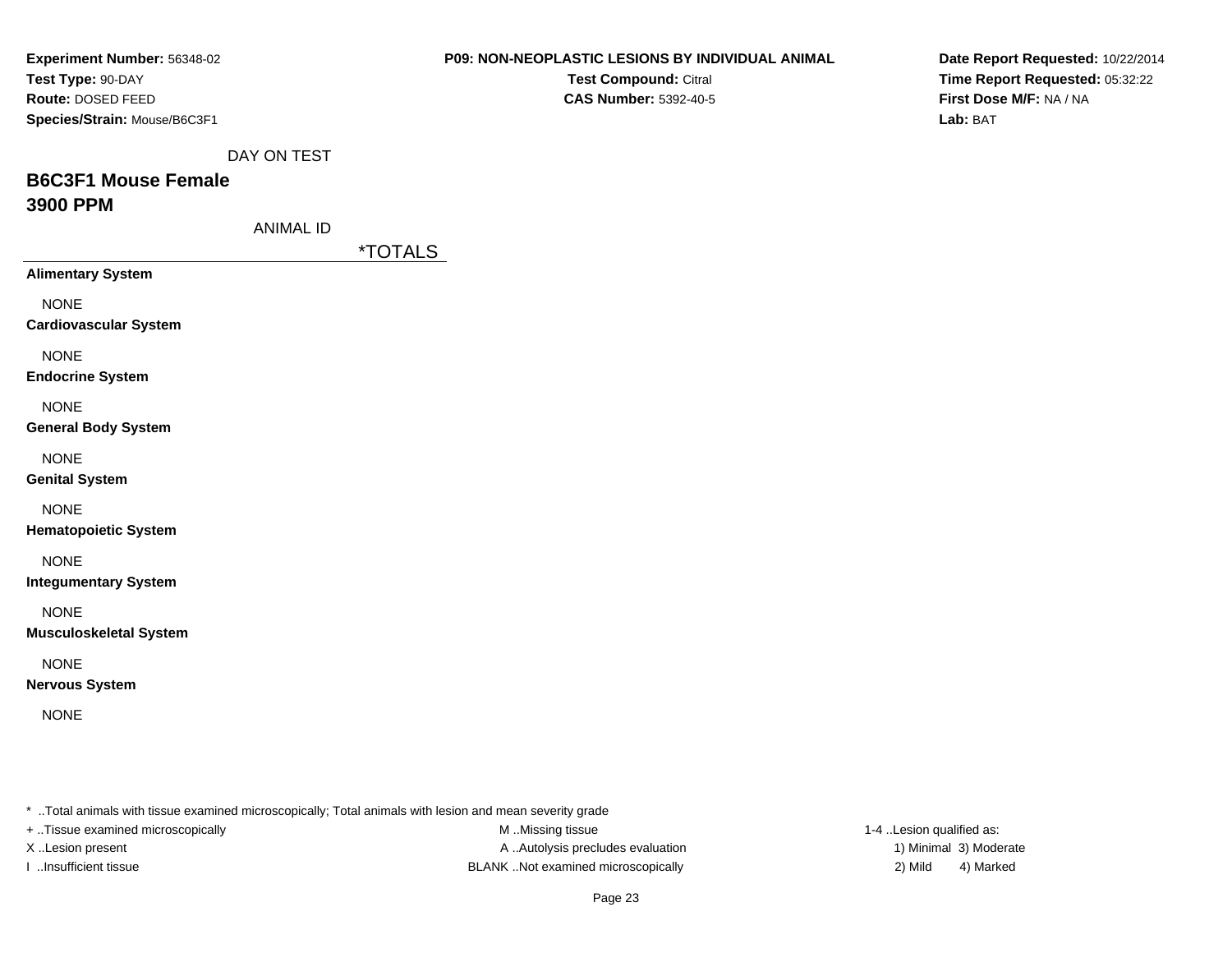**Experiment Number:** 56348-02
**Test Type:** 90-DAY
**Route:** DOSED FEED
**Species/Strain:** Mouse/B6C3F1

**P09: NON-NEOPLASTIC LESIONS BY INDIVIDUAL ANIMAL**
**Test Compound:** Citral
**CAS Number:** 5392-40-5

**Date Report Requested:** 10/22/2014
**Time Report Requested:** 05:32:22
**First Dose M/F:** NA / NA
**Lab:** BAT

DAY ON TEST

## B6C3F1 Mouse Female
## 3900 PPM

ANIMAL ID

*TOTALS

**Alimentary System**

NONE

**Cardiovascular System**

NONE

**Endocrine System**

NONE

**General Body System**

NONE

**Genital System**

NONE

**Hematopoietic System**

NONE

**Integumentary System**

NONE

**Musculoskeletal System**

NONE

**Nervous System**

NONE

* ..Total animals with tissue examined microscopically; Total animals with lesion and mean severity grade
+ ..Tissue examined microscopically
X ..Lesion present
I ..Insufficient tissue
M ..Missing tissue
A ..Autolysis precludes evaluation
BLANK ..Not examined microscopically
1-4 ..Lesion qualified as:
1) Minimal 3) Moderate
2) Mild 4) Marked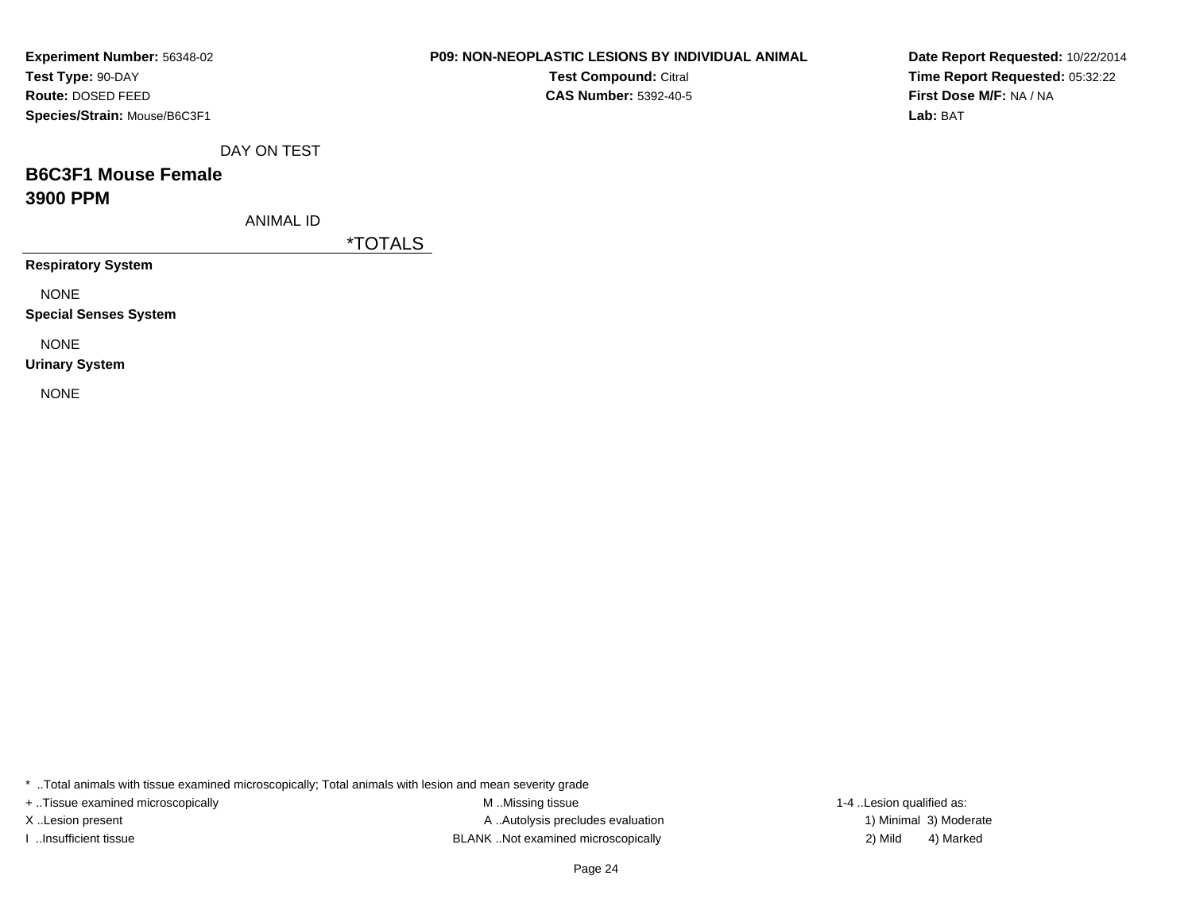**Experiment Number:** 56348-02
**Test Type:** 90-DAY
**Route:** DOSED FEED
**Species/Strain:** Mouse/B6C3F1

**P09: NON-NEOPLASTIC LESIONS BY INDIVIDUAL ANIMAL**
**Test Compound:** Citral
**CAS Number:** 5392-40-5

**Date Report Requested:** 10/22/2014
**Time Report Requested:** 05:32:22
**First Dose M/F:** NA / NA
**Lab:** BAT

DAY ON TEST

## B6C3F1 Mouse Female
## 3900 PPM

ANIMAL ID

| | *TOTALS |
|---|---|
| **Respiratory System** | |
| NONE | |
| **Special Senses System** | |
| NONE | |
| **Urinary System** | |
| NONE | |

* ..Total animals with tissue examined microscopically; Total animals with lesion and mean severity grade
+ ..Tissue examined microscopically
X ..Lesion present
I ..Insufficient tissue
M ..Missing tissue
A ..Autolysis precludes evaluation
BLANK ..Not examined microscopically
1-4 ..Lesion qualified as:
1) Minimal 3) Moderate
2) Mild 4) Marked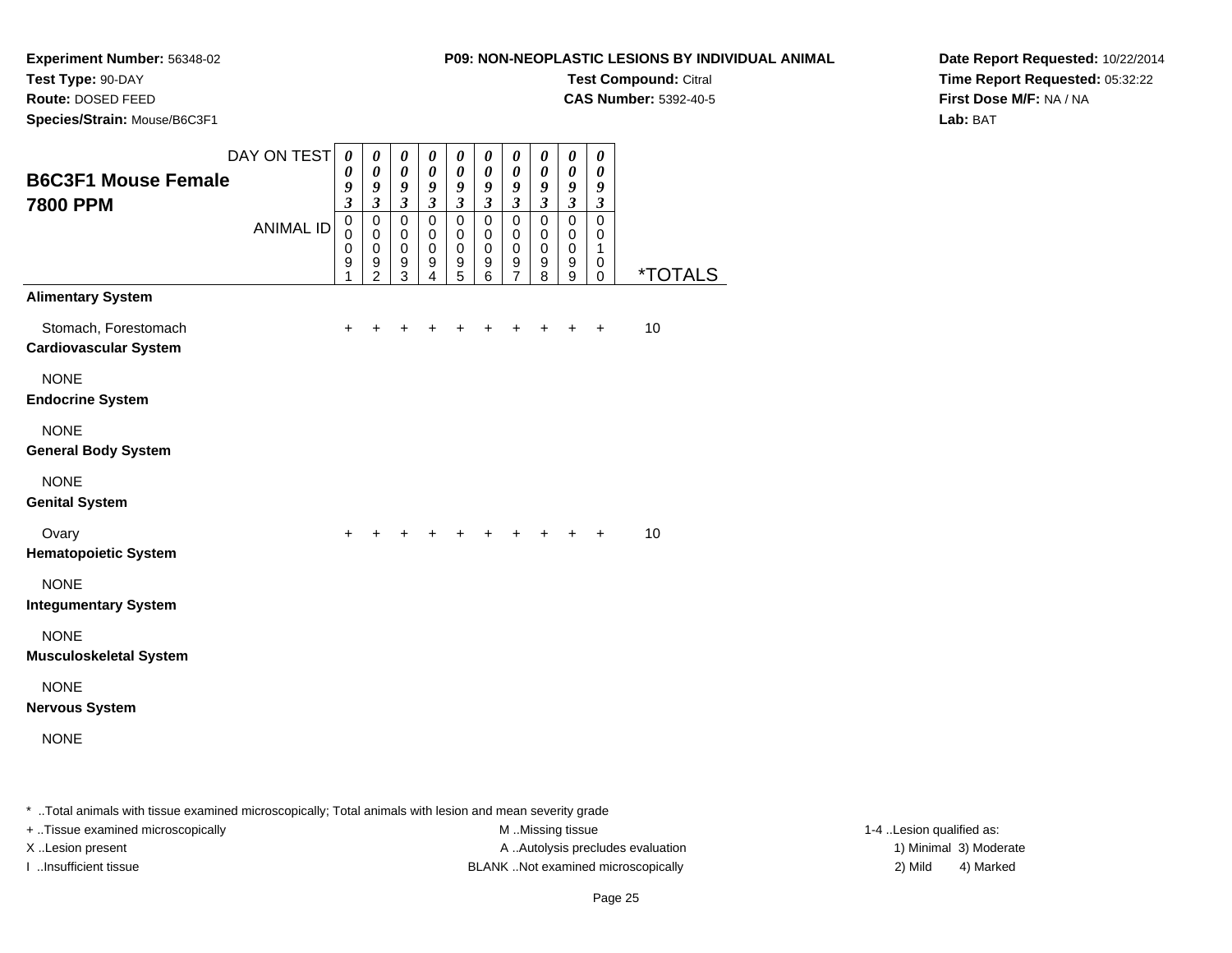**Experiment Number:** 56348-02
**Test Type:** 90-DAY
**Route:** DOSED FEED
**Species/Strain:** Mouse/B6C3F1

**P09: NON-NEOPLASTIC LESIONS BY INDIVIDUAL ANIMAL**
**Test Compound:** Citral
**CAS Number:** 5392-40-5

**Date Report Requested:** 10/22/2014
**Time Report Requested:** 05:32:22
**First Dose M/F:** NA / NA
**Lab:** BAT

## B6C3F1 Mouse Female 7800 PPM

| DAY ON TEST | 0093 | 0093 | 0093 | 0093 | 0093 | 0093 | 0093 | 0093 | 0093 | 0093 | |
|---|---|---|---|---|---|---|---|---|---|---|---|
| ANIMAL ID | 00091 | 00092 | 00093 | 00094 | 00095 | 00096 | 00097 | 00098 | 00099 | 00100 | *TOTALS |
| **Alimentary System** | | | | | | | | | | | |
| Stomach, Forestomach | + | + | + | + | + | + | + | + | + | + | 10 |
| **Cardiovascular System** | | | | | | | | | | | |
| NONE | | | | | | | | | | | |
| **Endocrine System** | | | | | | | | | | | |
| NONE | | | | | | | | | | | |
| **General Body System** | | | | | | | | | | | |
| NONE | | | | | | | | | | | |
| **Genital System** | | | | | | | | | | | |
| Ovary | + | + | + | + | + | + | + | + | + | + | 10 |
| **Hematopoietic System** | | | | | | | | | | | |
| NONE | | | | | | | | | | | |
| **Integumentary System** | | | | | | | | | | | |
| NONE | | | | | | | | | | | |
| **Musculoskeletal System** | | | | | | | | | | | |
| NONE | | | | | | | | | | | |
| **Nervous System** | | | | | | | | | | | |
| NONE | | | | | | | | | | | |

* ..Total animals with tissue examined microscopically; Total animals with lesion and mean severity grade
+ ..Tissue examined microscopically
X ..Lesion present
I ..Insufficient tissue

M ..Missing tissue
A ..Autolysis precludes evaluation
BLANK ..Not examined microscopically

1-4 ..Lesion qualified as:
1) Minimal 3) Moderate
2) Mild 4) Marked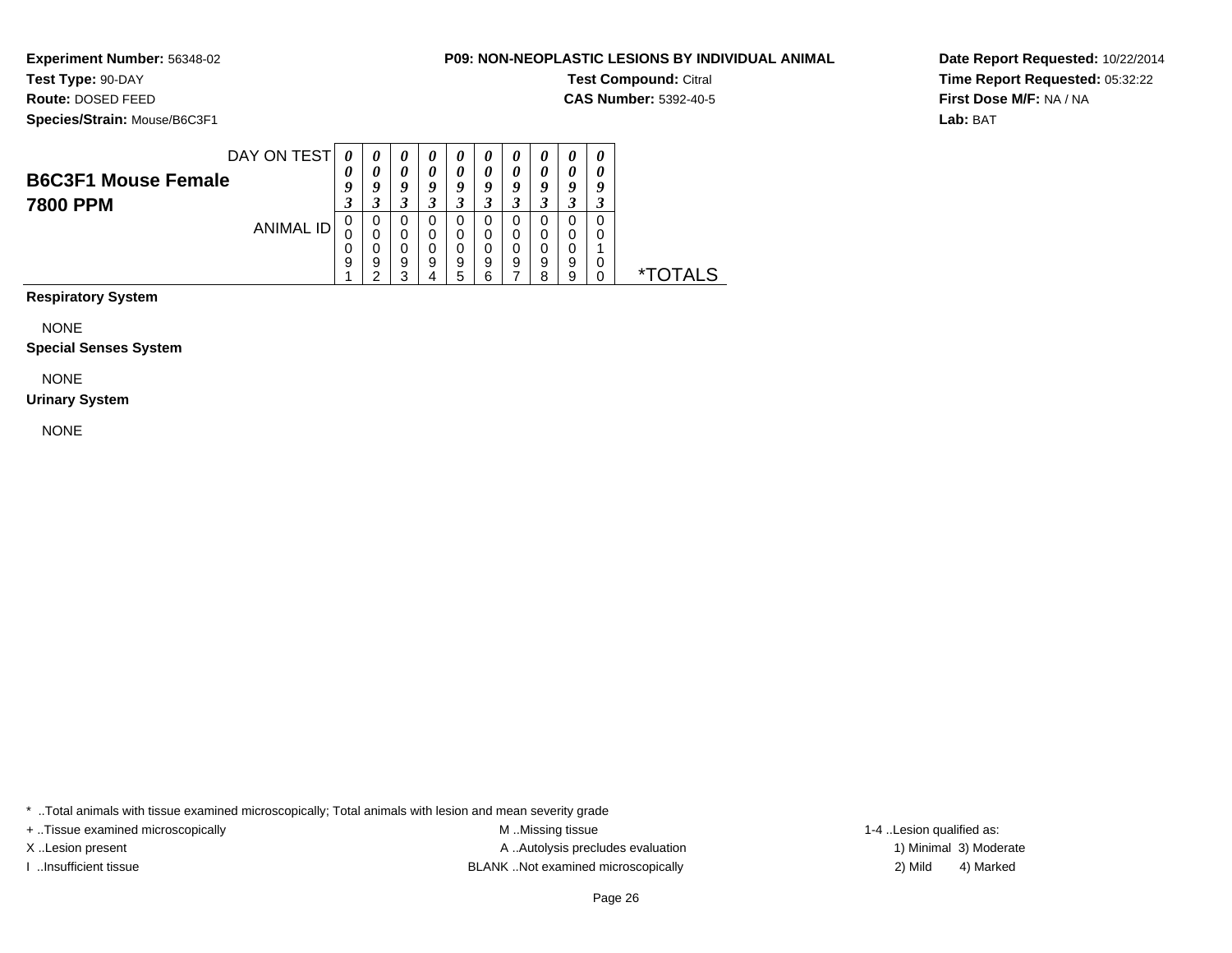**Experiment Number:** 56348-02
**Test Type:** 90-DAY
**Route:** DOSED FEED
**Species/Strain:** Mouse/B6C3F1

**P09: NON-NEOPLASTIC LESIONS BY INDIVIDUAL ANIMAL**
**Test Compound:** Citral
**CAS Number:** 5392-40-5

**Date Report Requested:** 10/22/2014
**Time Report Requested:** 05:32:22
**First Dose M/F:** NA / NA
**Lab:** BAT

## B6C3F1 Mouse Female 7800 PPM

| DAY ON TEST | 0093 | 0093 | 0093 | 0093 | 0093 | 0093 | 0093 | 0093 | 0093 | 0093 | |
|---|---|---|---|---|---|---|---|---|---|---|---|
| ANIMAL ID | 00091 | 00092 | 00093 | 00094 | 00095 | 00096 | 00097 | 00098 | 00099 | 00100 | *TOTALS |
| **Respiratory System** | | | | | | | | | | | |
| NONE | | | | | | | | | | | |
| **Special Senses System** | | | | | | | | | | | |
| NONE | | | | | | | | | | | |
| **Urinary System** | | | | | | | | | | | |
| NONE | | | | | | | | | | | |

\* ..Total animals with tissue examined microscopically; Total animals with lesion and mean severity grade
+ ..Tissue examined microscopically
X ..Lesion present
I ..Insufficient tissue
M ..Missing tissue
A ..Autolysis precludes evaluation
BLANK ..Not examined microscopically
1-4 ..Lesion qualified as:
1) Minimal 2) Mild 3) Moderate 4) Marked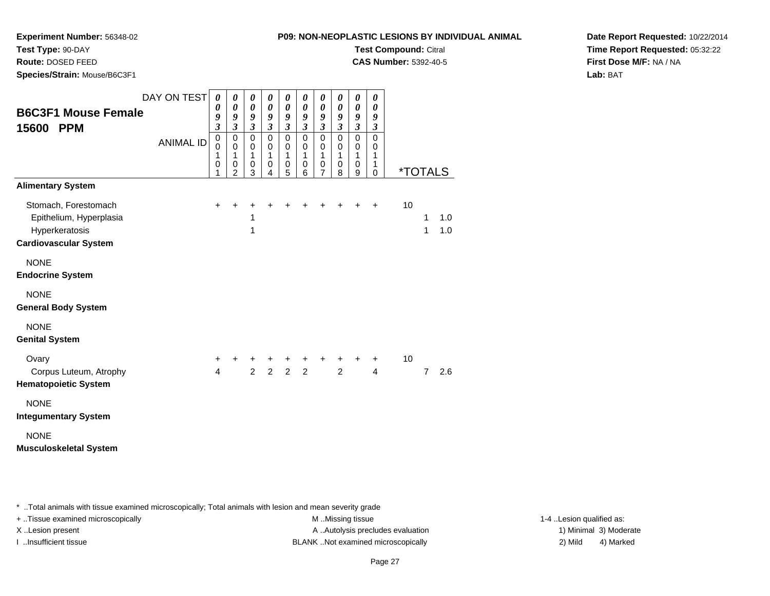**Experiment Number:** 56348-02
**Test Type:** 90-DAY
**Route:** DOSED FEED
**Species/Strain:** Mouse/B6C3F1

**P09: NON-NEOPLASTIC LESIONS BY INDIVIDUAL ANIMAL**
**Test Compound:** Citral
**CAS Number:** 5392-40-5

**Date Report Requested:** 10/22/2014
**Time Report Requested:** 05:32:22
**First Dose M/F:** NA / NA
**Lab:** BAT

## B6C3F1 Mouse Female 15600 PPM

| DAY ON TEST | 0093 | 0093 | 0093 | 0093 | 0093 | 0093 | 0093 | 0093 | 0093 | 0093 | | | |
|---|---|---|---|---|---|---|---|---|---|---|---|---|---|
| ANIMAL ID | 00101 | 00102 | 00103 | 00104 | 00105 | 00106 | 00107 | 00108 | 00109 | 00110 | *TOTALS | | |
| **Alimentary System** | | | | | | | | | | | | | |
| Stomach, Forestomach | + | + | + | + | + | + | + | + | + | + | 10 | | |
| Epithelium, Hyperplasia | | | 1 | | | | | | | | | 1 | 1.0 |
| Hyperkeratosis | | | 1 | | | | | | | | | 1 | 1.0 |
| **Cardiovascular System** | | | | | | | | | | | | | |
| NONE | | | | | | | | | | | | | |
| **Endocrine System** | | | | | | | | | | | | | |
| NONE | | | | | | | | | | | | | |
| **General Body System** | | | | | | | | | | | | | |
| NONE | | | | | | | | | | | | | |
| **Genital System** | | | | | | | | | | | | | |
| Ovary | + | + | + | + | + | + | + | + | + | + | 10 | | |
| Corpus Luteum, Atrophy | 4 | | 2 | 2 | 2 | 2 | | 2 | | 4 | | 7 | 2.6 |
| **Hematopoietic System** | | | | | | | | | | | | | |
| NONE | | | | | | | | | | | | | |
| **Integumentary System** | | | | | | | | | | | | | |
| NONE | | | | | | | | | | | | | |
| **Musculoskeletal System** | | | | | | | | | | | | | |

* ..Total animals with tissue examined microscopically; Total animals with lesion and mean severity grade
+ ..Tissue examined microscopically
X ..Lesion present
I ..Insufficient tissue
M ..Missing tissue
A ..Autolysis precludes evaluation
BLANK ..Not examined microscopically
1-4 ..Lesion qualified as:
1) Minimal 3) Moderate
2) Mild 4) Marked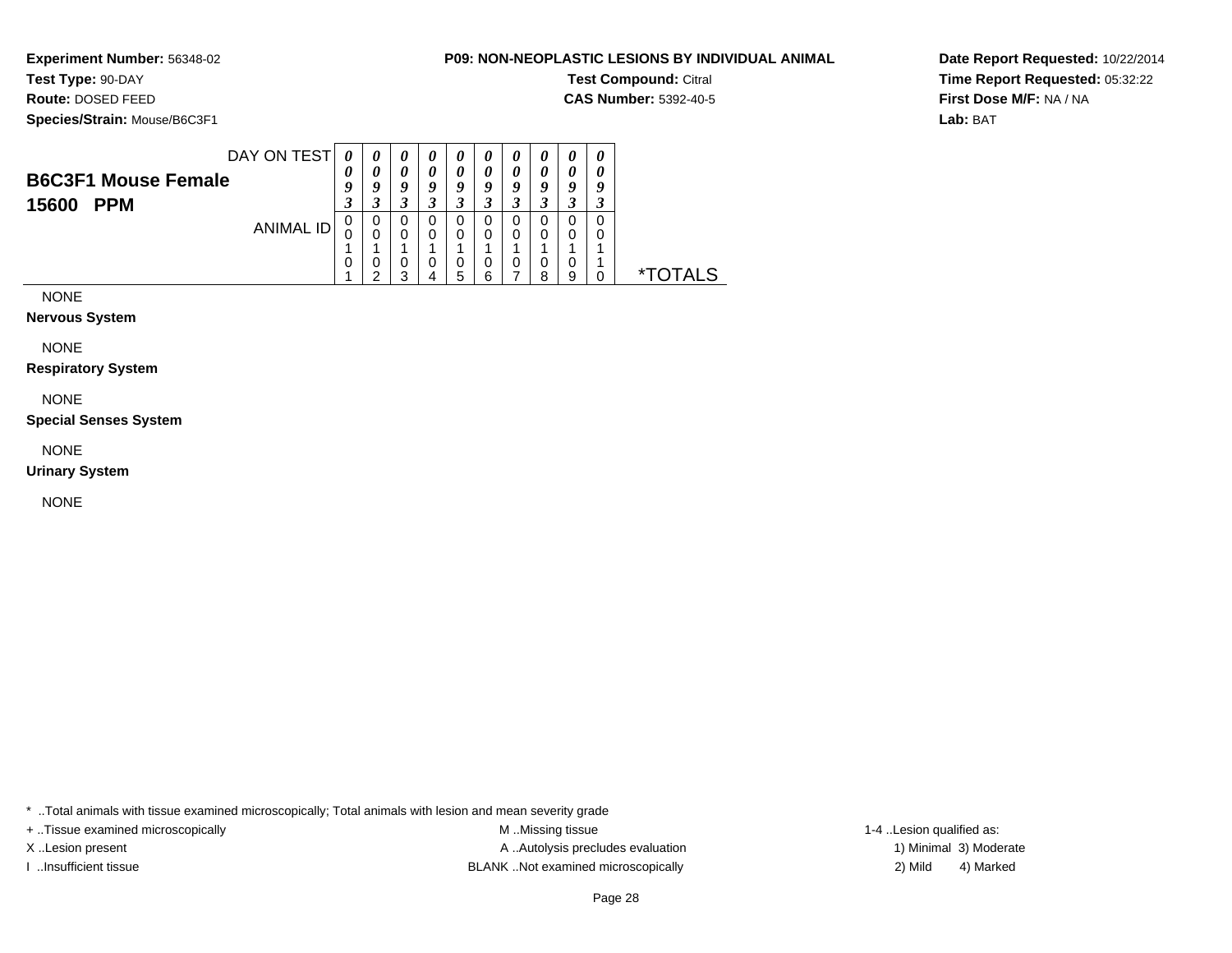**Experiment Number:** 56348-02
**Test Type:** 90-DAY
**Route:** DOSED FEED
**Species/Strain:** Mouse/B6C3F1

**P09: NON-NEOPLASTIC LESIONS BY INDIVIDUAL ANIMAL**
**Test Compound:** Citral
**CAS Number:** 5392-40-5

**Date Report Requested:** 10/22/2014
**Time Report Requested:** 05:32:22
**First Dose M/F:** NA / NA
**Lab:** BAT

| **B6C3F1 Mouse Female 15600 PPM** | | | | | | | | | | | |
|---|---|---|---|---|---|---|---|---|---|---|---|
| DAY ON TEST | 0093 | 0093 | 0093 | 0093 | 0093 | 0093 | 0093 | 0093 | 0093 | 0093 | |
| ANIMAL ID | 00101 | 00102 | 00103 | 00104 | 00105 | 00106 | 00107 | 00108 | 00109 | 00110 | *TOTALS |
| NONE | | | | | | | | | | | |
| **Nervous System** | | | | | | | | | | | |
| NONE | | | | | | | | | | | |
| **Respiratory System** | | | | | | | | | | | |
| NONE | | | | | | | | | | | |
| **Special Senses System** | | | | | | | | | | | |
| NONE | | | | | | | | | | | |
| **Urinary System** | | | | | | | | | | | |
| NONE | | | | | | | | | | | |

* ..Total animals with tissue examined microscopically; Total animals with lesion and mean severity grade
+ ..Tissue examined microscopically
X ..Lesion present
I ..Insufficient tissue
M ..Missing tissue
A ..Autolysis precludes evaluation
BLANK ..Not examined microscopically
1-4 ..Lesion qualified as:
1) Minimal 3) Moderate
2) Mild 4) Marked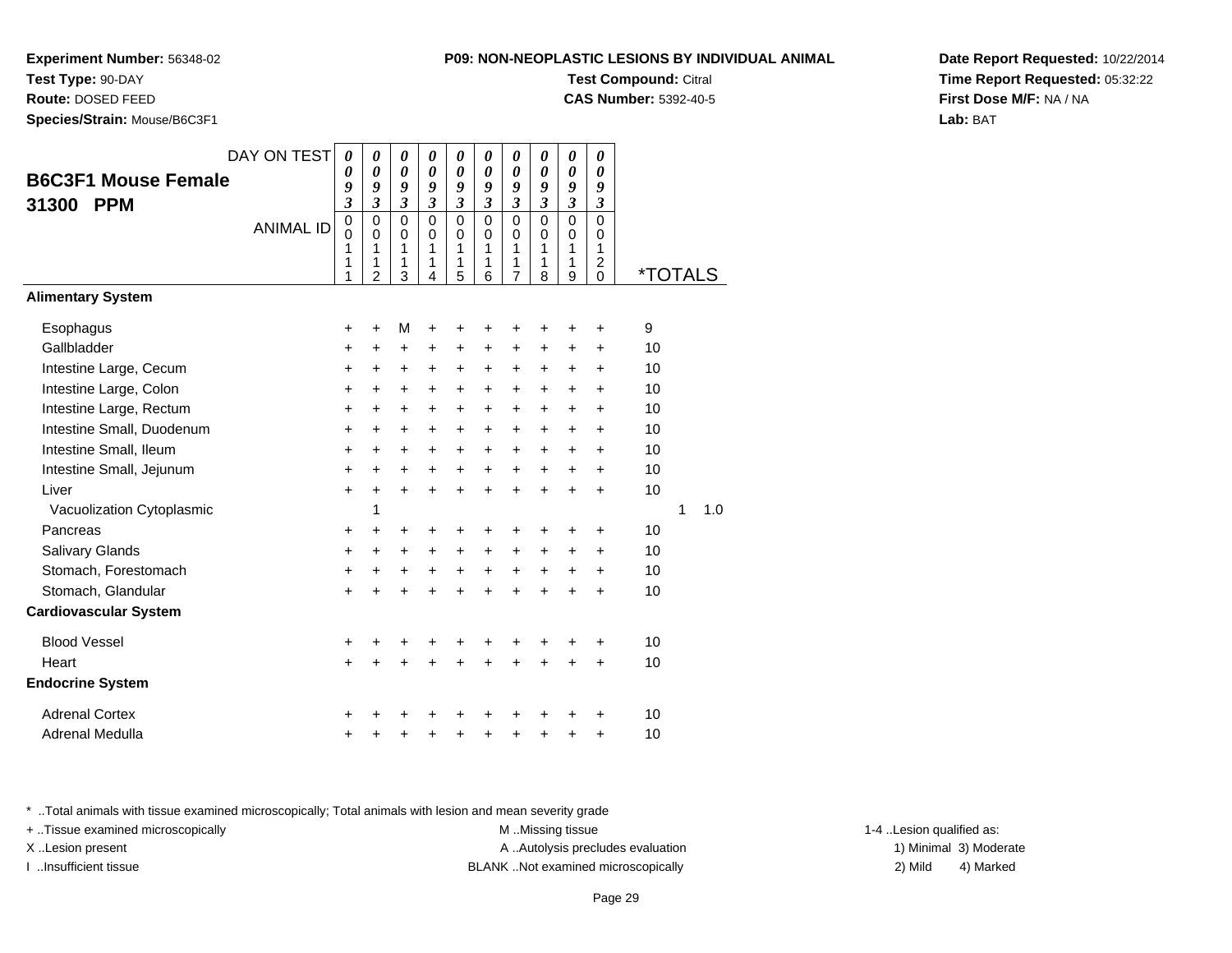**Experiment Number:** 56348-02
**Test Type:** 90-DAY
**Route:** DOSED FEED
**Species/Strain:** Mouse/B6C3F1

**P09: NON-NEOPLASTIC LESIONS BY INDIVIDUAL ANIMAL**
**Test Compound:** Citral
**CAS Number:** 5392-40-5

**Date Report Requested:** 10/22/2014
**Time Report Requested:** 05:32:22
**First Dose M/F:** NA / NA
**Lab:** BAT

## B6C3F1 Mouse Female 31300 PPM

| DAY ON TEST | 0093 | 0093 | 0093 | 0093 | 0093 | 0093 | 0093 | 0093 | 0093 | 0093 | | |
|---|---|---|---|---|---|---|---|---|---|---|---|---|
| ANIMAL ID | 00111 | 00112 | 00113 | 00114 | 00115 | 00116 | 00117 | 00118 | 00119 | 00120 | *TOTALS | |
| **Alimentary System** | | | | | | | | | | | | |
| Esophagus | + | + | M | + | + | + | + | + | + | + | 9 | |
| Gallbladder | + | + | + | + | + | + | + | + | + | + | 10 | |
| Intestine Large, Cecum | + | + | + | + | + | + | + | + | + | + | 10 | |
| Intestine Large, Colon | + | + | + | + | + | + | + | + | + | + | 10 | |
| Intestine Large, Rectum | + | + | + | + | + | + | + | + | + | + | 10 | |
| Intestine Small, Duodenum | + | + | + | + | + | + | + | + | + | + | 10 | |
| Intestine Small, Ileum | + | + | + | + | + | + | + | + | + | + | 10 | |
| Intestine Small, Jejunum | + | + | + | + | + | + | + | + | + | + | 10 | |
| Liver | + | + | + | + | + | + | + | + | + | + | 10 | |
| Vacuolization Cytoplasmic | | 1 | | | | | | | | | 1 | 1.0 |
| Pancreas | + | + | + | + | + | + | + | + | + | + | 10 | |
| Salivary Glands | + | + | + | + | + | + | + | + | + | + | 10 | |
| Stomach, Forestomach | + | + | + | + | + | + | + | + | + | + | 10 | |
| Stomach, Glandular | + | + | + | + | + | + | + | + | + | + | 10 | |
| **Cardiovascular System** | | | | | | | | | | | | |
| Blood Vessel | + | + | + | + | + | + | + | + | + | + | 10 | |
| Heart | + | + | + | + | + | + | + | + | + | + | 10 | |
| **Endocrine System** | | | | | | | | | | | | |
| Adrenal Cortex | + | + | + | + | + | + | + | + | + | + | 10 | |
| Adrenal Medulla | + | + | + | + | + | + | + | + | + | + | 10 | |

* ..Total animals with tissue examined microscopically; Total animals with lesion and mean severity grade
+ ..Tissue examined microscopically
X ..Lesion present
I ..Insufficient tissue
M ..Missing tissue
A ..Autolysis precludes evaluation
BLANK ..Not examined microscopically
1-4 ..Lesion qualified as:
1) Minimal 2) Mild 3) Moderate 4) Marked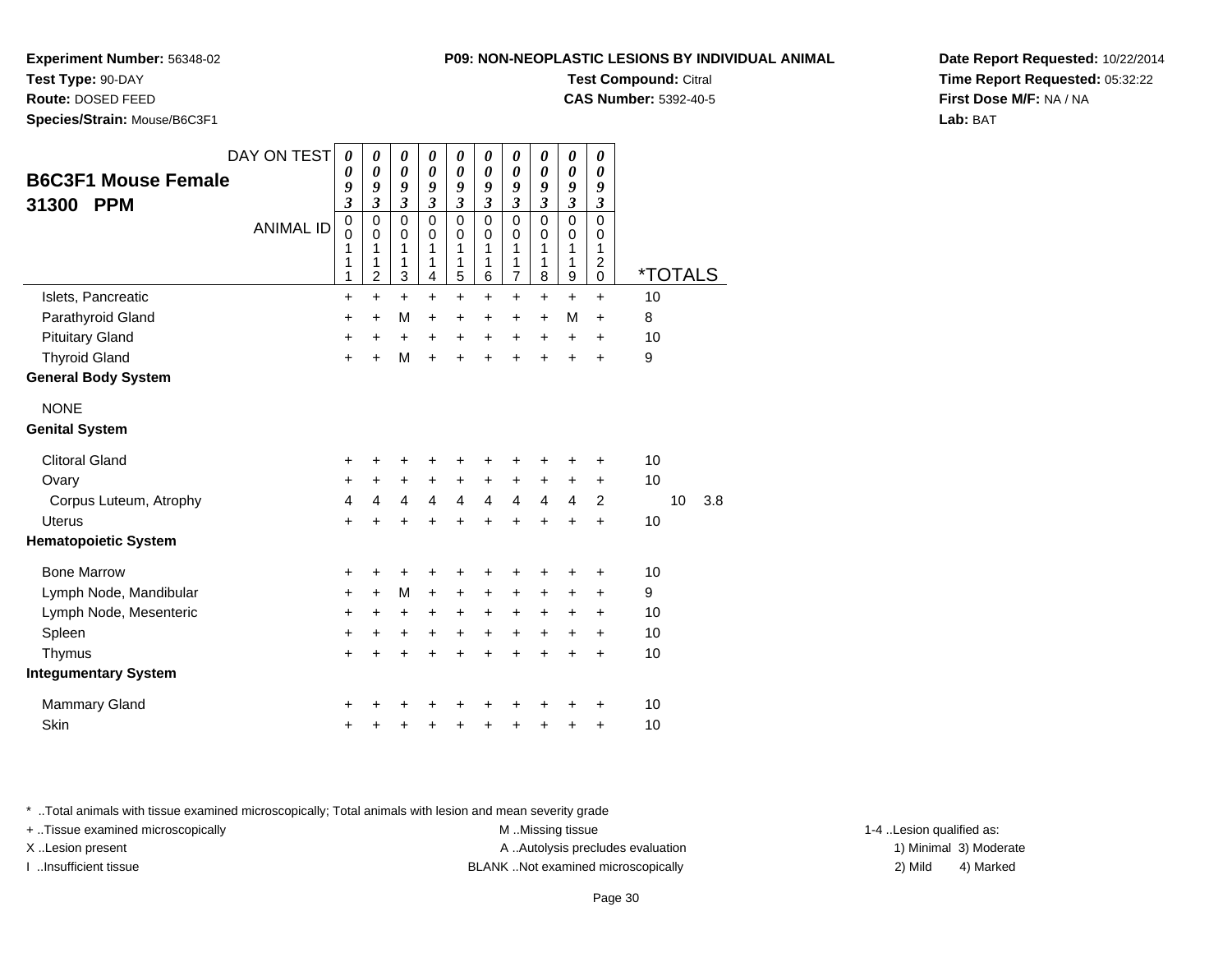**Experiment Number:** 56348-02
**Test Type:** 90-DAY
**Route:** DOSED FEED
**Species/Strain:** Mouse/B6C3F1

**P09: NON-NEOPLASTIC LESIONS BY INDIVIDUAL ANIMAL**
**Test Compound:** Citral
**CAS Number:** 5392-40-5

**Date Report Requested:** 10/22/2014
**Time Report Requested:** 05:32:22
**First Dose M/F:** NA / NA
**Lab:** BAT

## B6C3F1 Mouse Female 31300 PPM

| DAY ON TEST | 0093 | 0093 | 0093 | 0093 | 0093 | 0093 | 0093 | 0093 | 0093 | 0093 | | |
|---|---|---|---|---|---|---|---|---|---|---|---|---|
| ANIMAL ID | 00111 | 00112 | 00113 | 00114 | 00115 | 00116 | 00117 | 00118 | 00119 | 00120 | *TOTALS | |
| Islets, Pancreatic | + | + | + | + | + | + | + | + | + | + | 10 | |
| Parathyroid Gland | + | + | M | + | + | + | + | + | M | + | 8 | |
| Pituitary Gland | + | + | + | + | + | + | + | + | + | + | 10 | |
| Thyroid Gland | + | + | M | + | + | + | + | + | + | + | 9 | |
| **General Body System** | | | | | | | | | | | | |
| NONE | | | | | | | | | | | | |
| **Genital System** | | | | | | | | | | | | |
| Clitoral Gland | + | + | + | + | + | + | + | + | + | + | 10 | |
| Ovary | + | + | + | + | + | + | + | + | + | + | 10 | |
| Corpus Luteum, Atrophy | 4 | 4 | 4 | 4 | 4 | 4 | 4 | 4 | 4 | 2 | 10 | 3.8 |
| Uterus | + | + | + | + | + | + | + | + | + | + | 10 | |
| **Hematopoietic System** | | | | | | | | | | | | |
| Bone Marrow | + | + | + | + | + | + | + | + | + | + | 10 | |
| Lymph Node, Mandibular | + | + | M | + | + | + | + | + | + | + | 9 | |
| Lymph Node, Mesenteric | + | + | + | + | + | + | + | + | + | + | 10 | |
| Spleen | + | + | + | + | + | + | + | + | + | + | 10 | |
| Thymus | + | + | + | + | + | + | + | + | + | + | 10 | |
| **Integumentary System** | | | | | | | | | | | | |
| Mammary Gland | + | + | + | + | + | + | + | + | + | + | 10 | |
| Skin | + | + | + | + | + | + | + | + | + | + | 10 | |

* ..Total animals with tissue examined microscopically; Total animals with lesion and mean severity grade
+ ..Tissue examined microscopically
X ..Lesion present
I ..Insufficient tissue
M ..Missing tissue
A ..Autolysis precludes evaluation
BLANK ..Not examined microscopically
1-4 ..Lesion qualified as: 1) Minimal 2) Mild 3) Moderate 4) Marked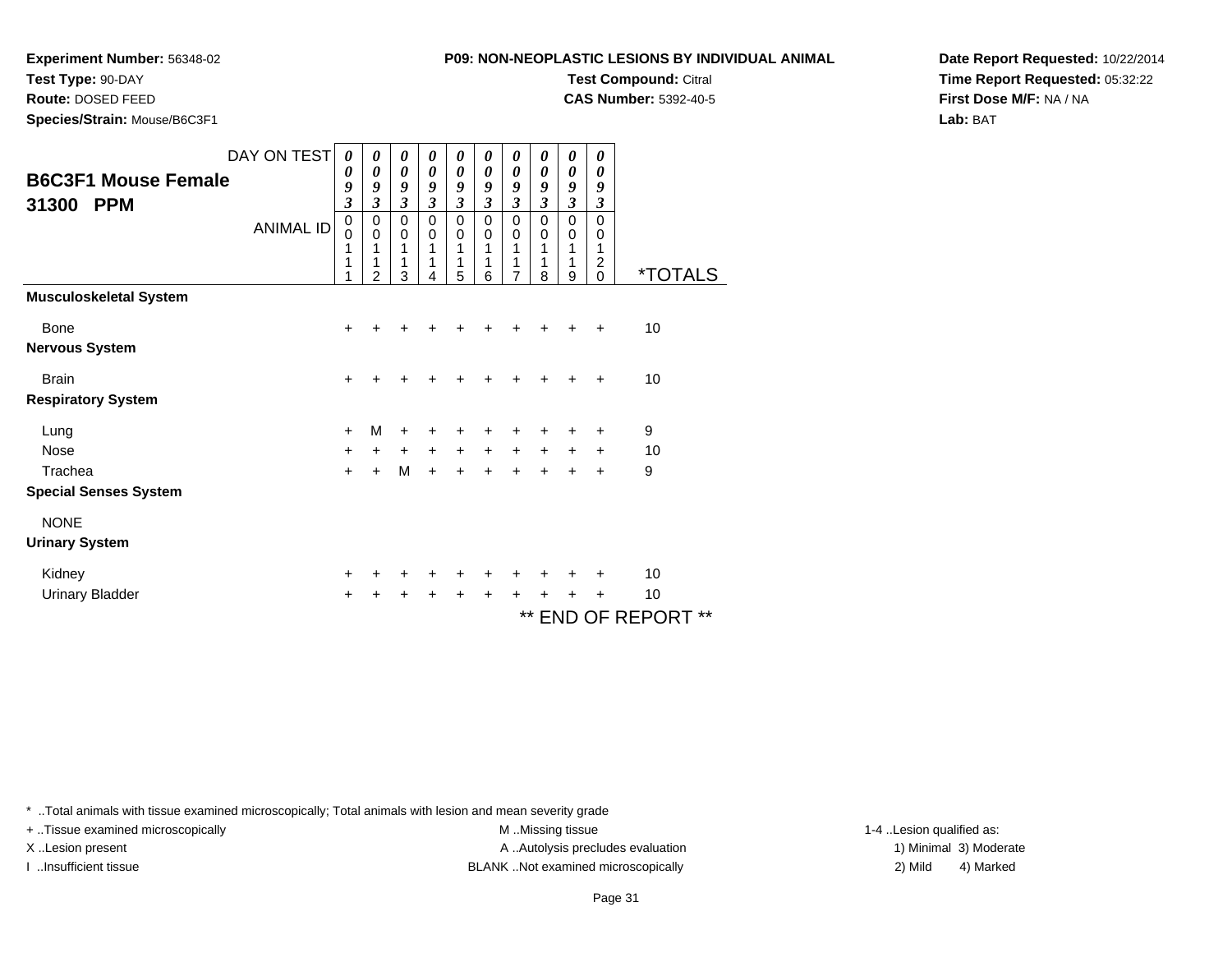**Experiment Number:** 56348-02
**Test Type:** 90-DAY
**Route:** DOSED FEED
**Species/Strain:** Mouse/B6C3F1

**P09: NON-NEOPLASTIC LESIONS BY INDIVIDUAL ANIMAL**
**Test Compound:** Citral
**CAS Number:** 5392-40-5

**Date Report Requested:** 10/22/2014
**Time Report Requested:** 05:32:22
**First Dose M/F:** NA / NA
**Lab:** BAT

## B6C3F1 Mouse Female 31300 PPM

| DAY ON TEST | 0093 | 0093 | 0093 | 0093 | 0093 | 0093 | 0093 | 0093 | 0093 | 0093 | |
|---|---|---|---|---|---|---|---|---|---|---|---|
| ANIMAL ID | 00111 | 00112 | 00113 | 00114 | 00115 | 00116 | 00117 | 00118 | 00119 | 00120 | *TOTALS |
| **Musculoskeletal System** | | | | | | | | | | | |
| Bone | + | + | + | + | + | + | + | + | + | + | 10 |
| **Nervous System** | | | | | | | | | | | |
| Brain | + | + | + | + | + | + | + | + | + | + | 10 |
| **Respiratory System** | | | | | | | | | | | |
| Lung | + | M | + | + | + | + | + | + | + | + | 9 |
| Nose | + | + | + | + | + | + | + | + | + | + | 10 |
| Trachea | + | + | M | + | + | + | + | + | + | + | 9 |
| **Special Senses System** | | | | | | | | | | | |
| NONE | | | | | | | | | | | |
| **Urinary System** | | | | | | | | | | | |
| Kidney | + | + | + | + | + | + | + | + | + | + | 10 |
| Urinary Bladder | + | + | + | + | + | + | + | + | + | + | 10 |

** END OF REPORT **

* ..Total animals with tissue examined microscopically; Total animals with lesion and mean severity grade
+ ..Tissue examined microscopically
X ..Lesion present
I ..Insufficient tissue

M ..Missing tissue
A ..Autolysis precludes evaluation
BLANK ..Not examined microscopically

1-4 ..Lesion qualified as:
1) Minimal 3) Moderate
2) Mild 4) Marked